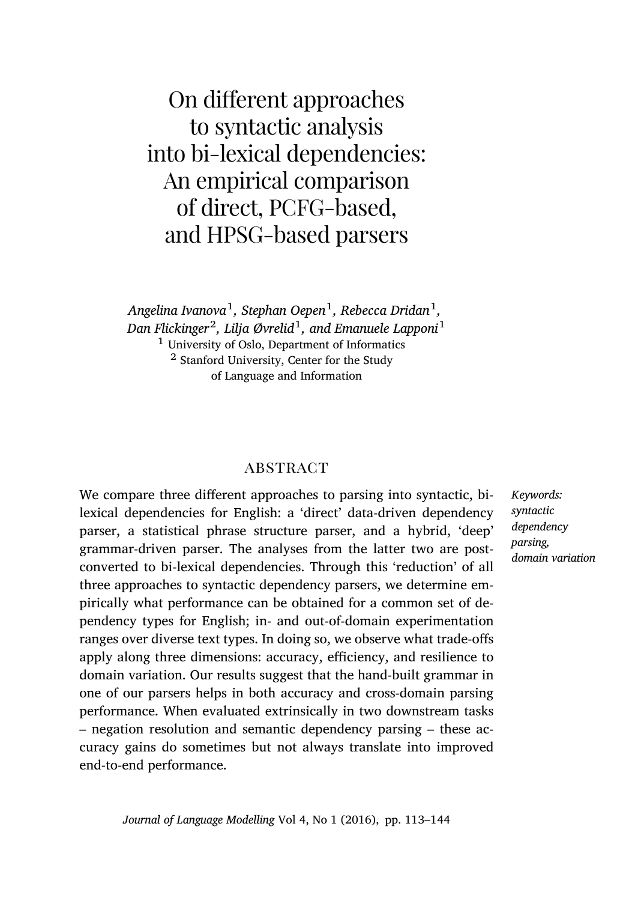# On different approaches to syntactic analysis into bi-lexical dependencies: An empirical comparison of direct, PCFG-based, and HPSG-based parsers

*Angelina Ivanova*[1], *Stephan Oepen*[1], *Rebecca Dridan*[1], *Dan Flickinger*[2], *Lilja Øvrelid*[1], *and Emanuele Lapponi*[1]

[1] University of Oslo, Department of Informatics
[2] Stanford University, Center for the Study of Language and Information

## ABSTRACT

We compare three different approaches to parsing into syntactic, bi-lexical dependencies for English: a 'direct' data-driven dependency parser, a statistical phrase structure parser, and a hybrid, 'deep' grammar-driven parser. The analyses from the latter two are post-converted to bi-lexical dependencies. Through this 'reduction' of all three approaches to syntactic dependency parsers, we determine empirically what performance can be obtained for a common set of dependency types for English; in- and out-of-domain experimentation ranges over diverse text types. In doing so, we observe what trade-offs apply along three dimensions: accuracy, efficiency, and resilience to domain variation. Our results suggest that the hand-built grammar in one of our parsers helps in both accuracy and cross-domain parsing performance. When evaluated extrinsically in two downstream tasks – negation resolution and semantic dependency parsing – these accuracy gains do sometimes but not always translate into improved end-to-end performance.

*Keywords: syntactic dependency parsing, domain variation*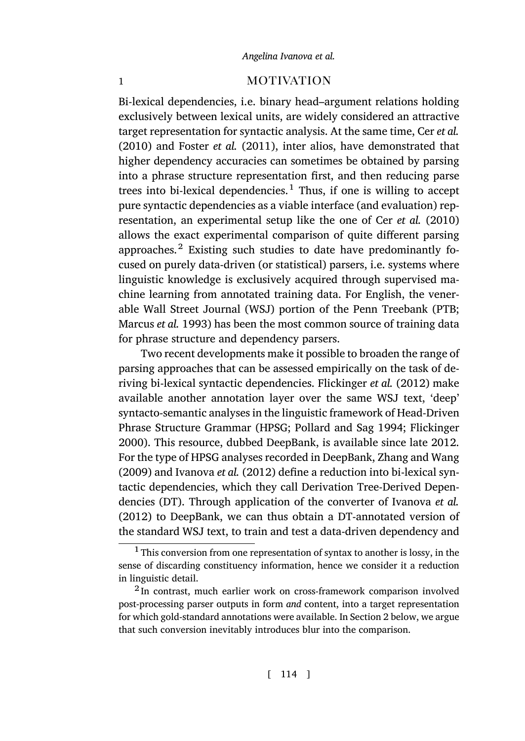# 1 MOTIVATION

Bi-lexical dependencies, i.e. binary head–argument relations holding exclusively between lexical units, are widely considered an attractive target representation for syntactic analysis. At the same time, Cer *et al.* (2010) and Foster *et al.* (2011), inter alios, have demonstrated that higher dependency accuracies can sometimes be obtained by parsing into a phrase structure representation first, and then reducing parse trees into bi-lexical dependencies.[1] Thus, if one is willing to accept pure syntactic dependencies as a viable interface (and evaluation) representation, an experimental setup like the one of Cer *et al.* (2010) allows the exact experimental comparison of quite different parsing approaches.[2] Existing such studies to date have predominantly focused on purely data-driven (or statistical) parsers, i.e. systems where linguistic knowledge is exclusively acquired through supervised machine learning from annotated training data. For English, the venerable Wall Street Journal (WSJ) portion of the Penn Treebank (PTB; Marcus *et al.* 1993) has been the most common source of training data for phrase structure and dependency parsers.

Two recent developments make it possible to broaden the range of parsing approaches that can be assessed empirically on the task of deriving bi-lexical syntactic dependencies. Flickinger *et al.* (2012) make available another annotation layer over the same WSJ text, 'deep' syntacto-semantic analyses in the linguistic framework of Head-Driven Phrase Structure Grammar (HPSG; Pollard and Sag 1994; Flickinger 2000). This resource, dubbed DeepBank, is available since late 2012. For the type of HPSG analyses recorded in DeepBank, Zhang and Wang (2009) and Ivanova *et al.* (2012) define a reduction into bi-lexical syntactic dependencies, which they call Derivation Tree-Derived Dependencies (DT). Through application of the converter of Ivanova *et al.* (2012) to DeepBank, we can thus obtain a DT-annotated version of the standard WSJ text, to train and test a data-driven dependency and

[1] This conversion from one representation of syntax to another is lossy, in the sense of discarding constituency information, hence we consider it a reduction in linguistic detail.

[2] In contrast, much earlier work on cross-framework comparison involved post-processing parser outputs in form *and* content, into a target representation for which gold-standard annotations were available. In Section 2 below, we argue that such conversion inevitably introduces blur into the comparison.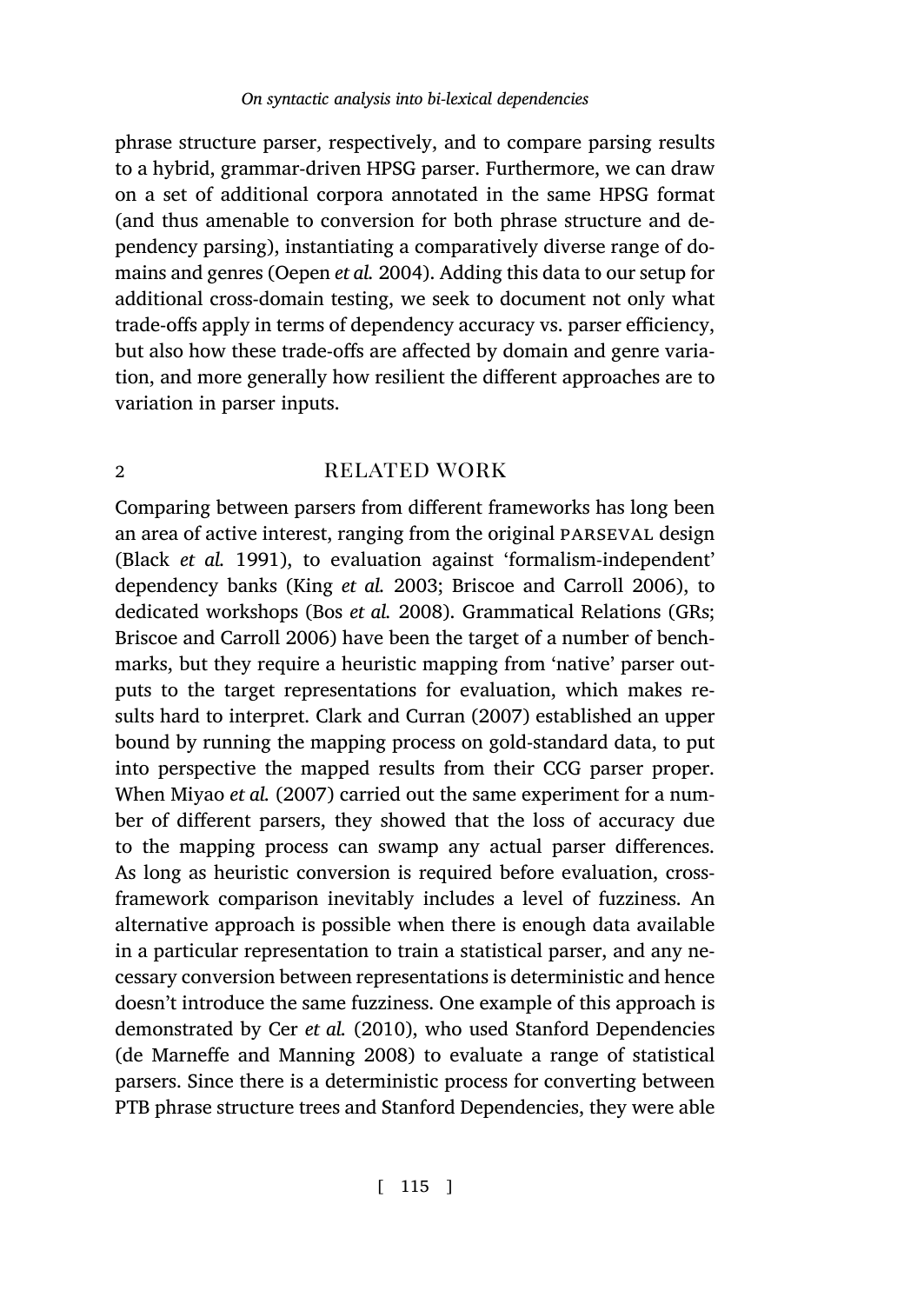phrase structure parser, respectively, and to compare parsing results to a hybrid, grammar-driven HPSG parser. Furthermore, we can draw on a set of additional corpora annotated in the same HPSG format (and thus amenable to conversion for both phrase structure and dependency parsing), instantiating a comparatively diverse range of domains and genres (Oepen *et al.* 2004). Adding this data to our setup for additional cross-domain testing, we seek to document not only what trade-offs apply in terms of dependency accuracy vs. parser efficiency, but also how these trade-offs are affected by domain and genre variation, and more generally how resilient the different approaches are to variation in parser inputs.

## 2 RELATED WORK

Comparing between parsers from different frameworks has long been an area of active interest, ranging from the original PARSEVAL design (Black *et al.* 1991), to evaluation against 'formalism-independent' dependency banks (King *et al.* 2003; Briscoe and Carroll 2006), to dedicated workshops (Bos *et al.* 2008). Grammatical Relations (GRs; Briscoe and Carroll 2006) have been the target of a number of benchmarks, but they require a heuristic mapping from 'native' parser outputs to the target representations for evaluation, which makes results hard to interpret. Clark and Curran (2007) established an upper bound by running the mapping process on gold-standard data, to put into perspective the mapped results from their CCG parser proper. When Miyao *et al.* (2007) carried out the same experiment for a number of different parsers, they showed that the loss of accuracy due to the mapping process can swamp any actual parser differences. As long as heuristic conversion is required before evaluation, cross-framework comparison inevitably includes a level of fuzziness. An alternative approach is possible when there is enough data available in a particular representation to train a statistical parser, and any necessary conversion between representations is deterministic and hence doesn't introduce the same fuzziness. One example of this approach is demonstrated by Cer *et al.* (2010), who used Stanford Dependencies (de Marneffe and Manning 2008) to evaluate a range of statistical parsers. Since there is a deterministic process for converting between PTB phrase structure trees and Stanford Dependencies, they were able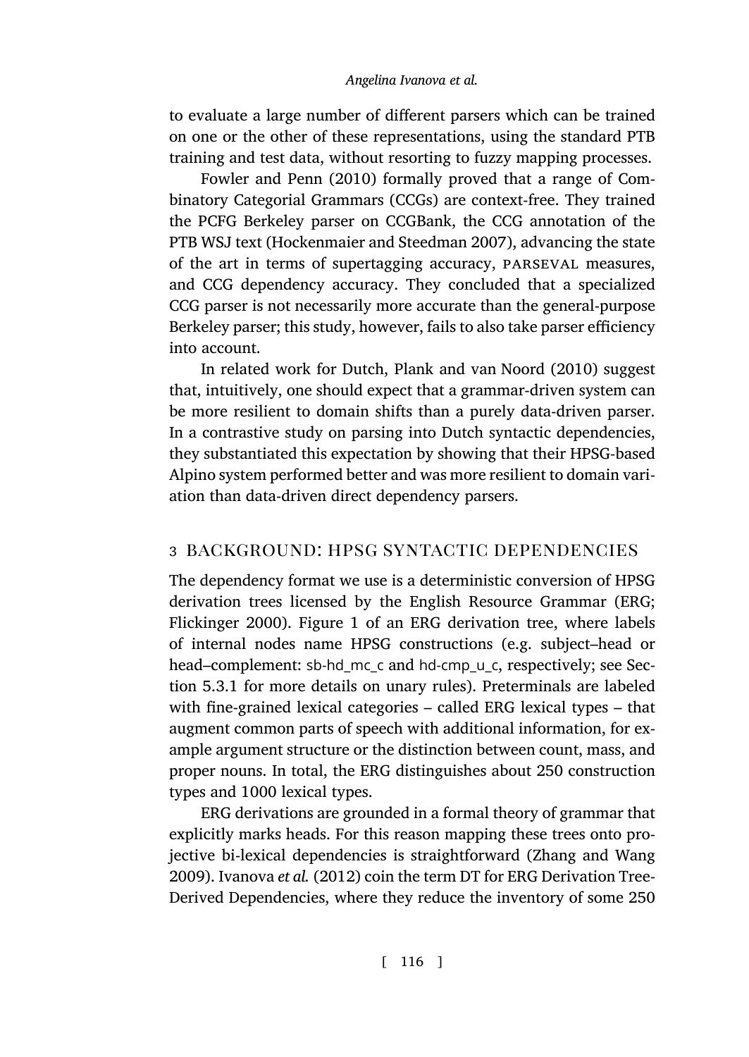to evaluate a large number of different parsers which can be trained on one or the other of these representations, using the standard PTB training and test data, without resorting to fuzzy mapping processes.

Fowler and Penn (2010) formally proved that a range of Combinatory Categorial Grammars (CCGs) are context-free. They trained the PCFG Berkeley parser on CCGBank, the CCG annotation of the PTB WSJ text (Hockenmaier and Steedman 2007), advancing the state of the art in terms of supertagging accuracy, PARSEVAL measures, and CCG dependency accuracy. They concluded that a specialized CCG parser is not necessarily more accurate than the general-purpose Berkeley parser; this study, however, fails to also take parser efficiency into account.

In related work for Dutch, Plank and van Noord (2010) suggest that, intuitively, one should expect that a grammar-driven system can be more resilient to domain shifts than a purely data-driven parser. In a contrastive study on parsing into Dutch syntactic dependencies, they substantiated this expectation by showing that their HPSG-based Alpino system performed better and was more resilient to domain variation than data-driven direct dependency parsers.

## 3 BACKGROUND: HPSG SYNTACTIC DEPENDENCIES

The dependency format we use is a deterministic conversion of HPSG derivation trees licensed by the English Resource Grammar (ERG; Flickinger 2000). Figure 1 of an ERG derivation tree, where labels of internal nodes name HPSG constructions (e.g. subject–head or head–complement: sb-hd_mc_c and hd-cmp_u_c, respectively; see Section 5.3.1 for more details on unary rules). Preterminals are labeled with fine-grained lexical categories – called ERG lexical types – that augment common parts of speech with additional information, for example argument structure or the distinction between count, mass, and proper nouns. In total, the ERG distinguishes about 250 construction types and 1000 lexical types.

ERG derivations are grounded in a formal theory of grammar that explicitly marks heads. For this reason mapping these trees onto projective bi-lexical dependencies is straightforward (Zhang and Wang 2009). Ivanova *et al.* (2012) coin the term DT for ERG Derivation Tree-Derived Dependencies, where they reduce the inventory of some 250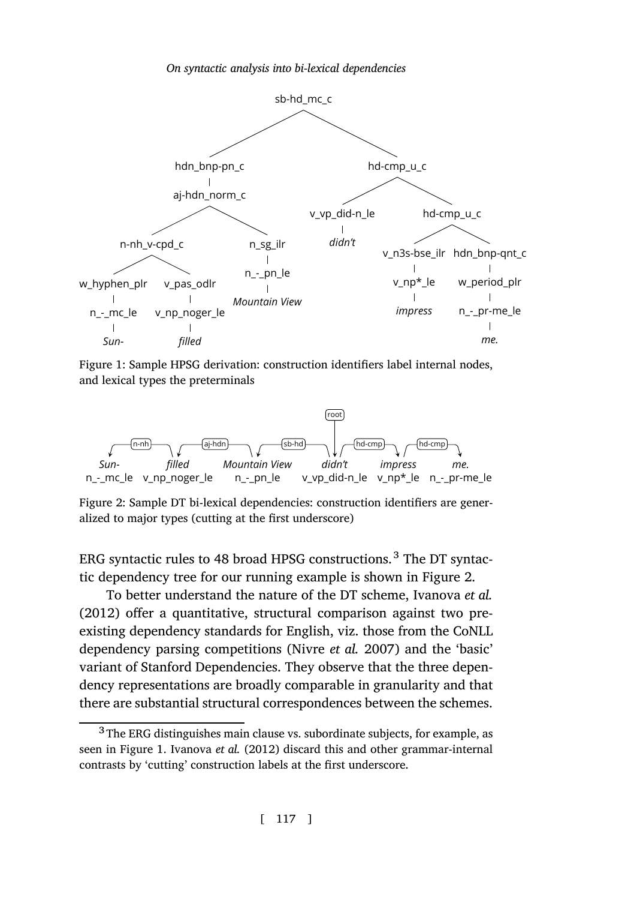Figure 1: Sample HPSG derivation: construction identifiers label internal nodes, and lexical types the preterminals

Figure 2: Sample DT bi-lexical dependencies: construction identifiers are generalized to major types (cutting at the first underscore)

ERG syntactic rules to 48 broad HPSG constructions.[3] The DT syntactic dependency tree for our running example is shown in Figure 2.

To better understand the nature of the DT scheme, Ivanova *et al.* (2012) offer a quantitative, structural comparison against two pre-existing dependency standards for English, viz. those from the CoNLL dependency parsing competitions (Nivre *et al.* 2007) and the 'basic' variant of Stanford Dependencies. They observe that the three dependency representations are broadly comparable in granularity and that there are substantial structural correspondences between the schemes.

[3] The ERG distinguishes main clause vs. subordinate subjects, for example, as seen in Figure 1. Ivanova *et al.* (2012) discard this and other grammar-internal contrasts by 'cutting' construction labels at the first underscore.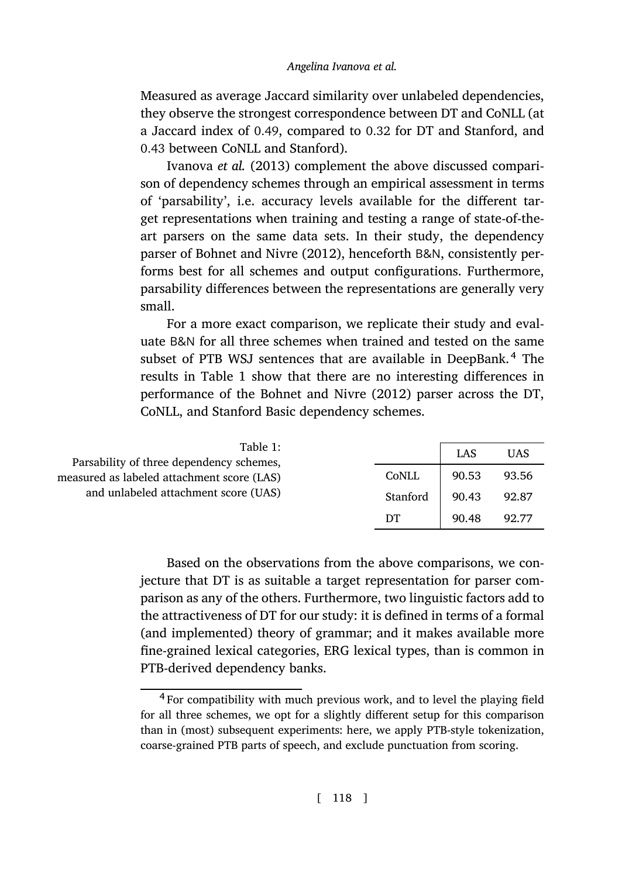Measured as average Jaccard similarity over unlabeled dependencies, they observe the strongest correspondence between DT and CoNLL (at a Jaccard index of 0.49, compared to 0.32 for DT and Stanford, and 0.43 between CoNLL and Stanford).

Ivanova *et al.* (2013) complement the above discussed comparison of dependency schemes through an empirical assessment in terms of 'parsability', i.e. accuracy levels available for the different target representations when training and testing a range of state-of-the-art parsers on the same data sets. In their study, the dependency parser of Bohnet and Nivre (2012), henceforth B&N, consistently performs best for all schemes and output configurations. Furthermore, parsability differences between the representations are generally very small.

For a more exact comparison, we replicate their study and evaluate B&N for all three schemes when trained and tested on the same subset of PTB WSJ sentences that are available in DeepBank.[4] The results in Table 1 show that there are no interesting differences in performance of the Bohnet and Nivre (2012) parser across the DT, CoNLL, and Stanford Basic dependency schemes.

Table 1: Parsability of three dependency schemes, measured as labeled attachment score (LAS) and unlabeled attachment score (UAS)

| | LAS | UAS |
|---|---|---|
| CoNLL | 90.53 | 93.56 |
| Stanford | 90.43 | 92.87 |
| DT | 90.48 | 92.77 |

Based on the observations from the above comparisons, we conjecture that DT is as suitable a target representation for parser comparison as any of the others. Furthermore, two linguistic factors add to the attractiveness of DT for our study: it is defined in terms of a formal (and implemented) theory of grammar; and it makes available more fine-grained lexical categories, ERG lexical types, than is common in PTB-derived dependency banks.

[4] For compatibility with much previous work, and to level the playing field for all three schemes, we opt for a slightly different setup for this comparison than in (most) subsequent experiments: here, we apply PTB-style tokenization, coarse-grained PTB parts of speech, and exclude punctuation from scoring.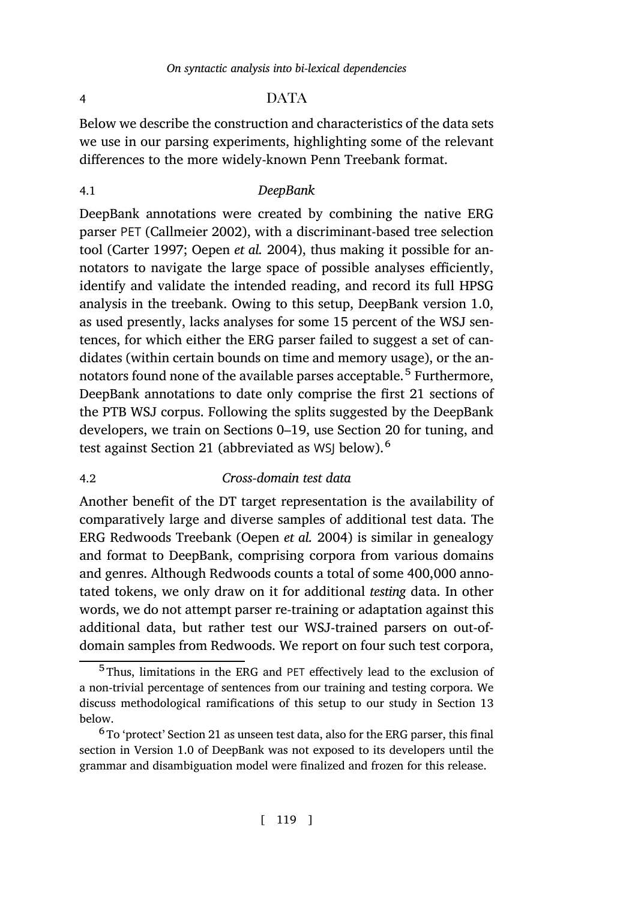# 4 DATA

Below we describe the construction and characteristics of the data sets we use in our parsing experiments, highlighting some of the relevant differences to the more widely-known Penn Treebank format.

## 4.1 *DeepBank*

DeepBank annotations were created by combining the native ERG parser PET (Callmeier 2002), with a discriminant-based tree selection tool (Carter 1997; Oepen *et al.* 2004), thus making it possible for annotators to navigate the large space of possible analyses efficiently, identify and validate the intended reading, and record its full HPSG analysis in the treebank. Owing to this setup, DeepBank version 1.0, as used presently, lacks analyses for some 15 percent of the WSJ sentences, for which either the ERG parser failed to suggest a set of candidates (within certain bounds on time and memory usage), or the annotators found none of the available parses acceptable.[5] Furthermore, DeepBank annotations to date only comprise the first 21 sections of the PTB WSJ corpus. Following the splits suggested by the DeepBank developers, we train on Sections 0–19, use Section 20 for tuning, and test against Section 21 (abbreviated as WSJ below).[6]

## 4.2 *Cross-domain test data*

Another benefit of the DT target representation is the availability of comparatively large and diverse samples of additional test data. The ERG Redwoods Treebank (Oepen *et al.* 2004) is similar in genealogy and format to DeepBank, comprising corpora from various domains and genres. Although Redwoods counts a total of some 400,000 annotated tokens, we only draw on it for additional *testing* data. In other words, we do not attempt parser re-training or adaptation against this additional data, but rather test our WSJ-trained parsers on out-of-domain samples from Redwoods. We report on four such test corpora,

---

[5] Thus, limitations in the ERG and PET effectively lead to the exclusion of a non-trivial percentage of sentences from our training and testing corpora. We discuss methodological ramifications of this setup to our study in Section 13 below.

[6] To 'protect' Section 21 as unseen test data, also for the ERG parser, this final section in Version 1.0 of DeepBank was not exposed to its developers until the grammar and disambiguation model were finalized and frozen for this release.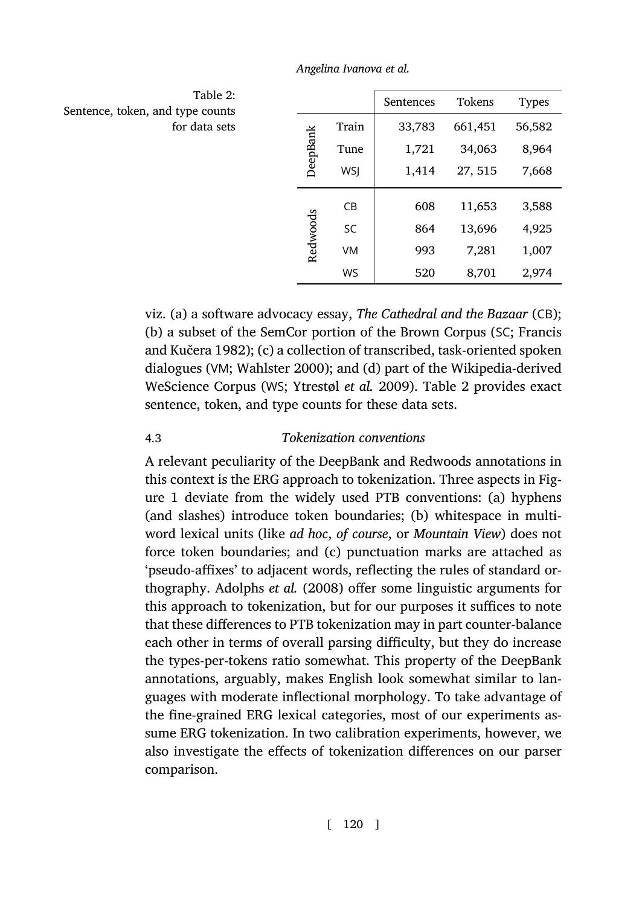Table 2: Sentence, token, and type counts for data sets

| | | Sentences | Tokens | Types |
|---|---|---|---|---|
| DeepBank | Train | 33,783 | 661,451 | 56,582 |
| | Tune | 1,721 | 34,063 | 8,964 |
| | WSJ | 1,414 | 27, 515 | 7,668 |
| Redwoods | CB | 608 | 11,653 | 3,588 |
| | SC | 864 | 13,696 | 4,925 |
| | VM | 993 | 7,281 | 1,007 |
| | WS | 520 | 8,701 | 2,974 |

viz. (a) a software advocacy essay, *The Cathedral and the Bazaar* (CB); (b) a subset of the SemCor portion of the Brown Corpus (SC; Francis and Kučera 1982); (c) a collection of transcribed, task-oriented spoken dialogues (VM; Wahlster 2000); and (d) part of the Wikipedia-derived WeScience Corpus (WS; Ytrestøl *et al.* 2009). Table 2 provides exact sentence, token, and type counts for these data sets.

### 4.3 *Tokenization conventions*

A relevant peculiarity of the DeepBank and Redwoods annotations in this context is the ERG approach to tokenization. Three aspects in Figure 1 deviate from the widely used PTB conventions: (a) hyphens (and slashes) introduce token boundaries; (b) whitespace in multiword lexical units (like *ad hoc*, *of course*, or *Mountain View*) does not force token boundaries; and (c) punctuation marks are attached as 'pseudo-affixes' to adjacent words, reflecting the rules of standard orthography. Adolphs *et al.* (2008) offer some linguistic arguments for this approach to tokenization, but for our purposes it suffices to note that these differences to PTB tokenization may in part counter-balance each other in terms of overall parsing difficulty, but they do increase the types-per-tokens ratio somewhat. This property of the DeepBank annotations, arguably, makes English look somewhat similar to languages with moderate inflectional morphology. To take advantage of the fine-grained ERG lexical categories, most of our experiments assume ERG tokenization. In two calibration experiments, however, we also investigate the effects of tokenization differences on our parser comparison.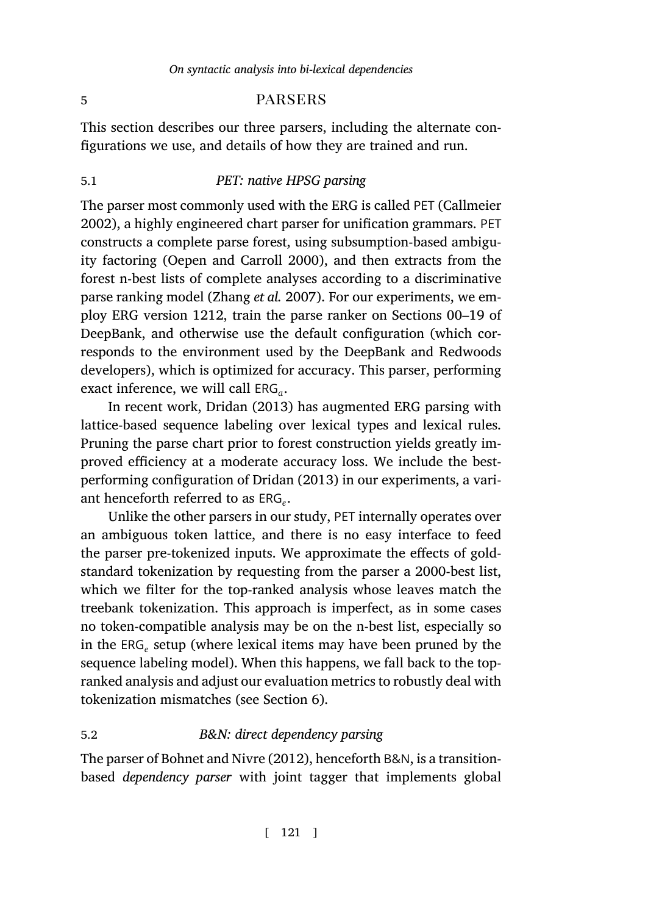# 5 PARSERS

This section describes our three parsers, including the alternate configurations we use, and details of how they are trained and run.

## 5.1 *PET: native HPSG parsing*

The parser most commonly used with the ERG is called PET (Callmeier 2002), a highly engineered chart parser for unification grammars. PET constructs a complete parse forest, using subsumption-based ambiguity factoring (Oepen and Carroll 2000), and then extracts from the forest n-best lists of complete analyses according to a discriminative parse ranking model (Zhang *et al.* 2007). For our experiments, we employ ERG version 1212, train the parse ranker on Sections 00–19 of DeepBank, and otherwise use the default configuration (which corresponds to the environment used by the DeepBank and Redwoods developers), which is optimized for accuracy. This parser, performing exact inference, we will call $\text{ERG}_a$.

In recent work, Dridan (2013) has augmented ERG parsing with lattice-based sequence labeling over lexical types and lexical rules. Pruning the parse chart prior to forest construction yields greatly improved efficiency at a moderate accuracy loss. We include the best-performing configuration of Dridan (2013) in our experiments, a variant henceforth referred to as $\text{ERG}_e$.

Unlike the other parsers in our study, PET internally operates over an ambiguous token lattice, and there is no easy interface to feed the parser pre-tokenized inputs. We approximate the effects of gold-standard tokenization by requesting from the parser a 2000-best list, which we filter for the top-ranked analysis whose leaves match the treebank tokenization. This approach is imperfect, as in some cases no token-compatible analysis may be on the n-best list, especially so in the $\text{ERG}_e$ setup (where lexical items may have been pruned by the sequence labeling model). When this happens, we fall back to the top-ranked analysis and adjust our evaluation metrics to robustly deal with tokenization mismatches (see Section 6).

## 5.2 *B&N: direct dependency parsing*

The parser of Bohnet and Nivre (2012), henceforth B&N, is a transition-based *dependency parser* with joint tagger that implements global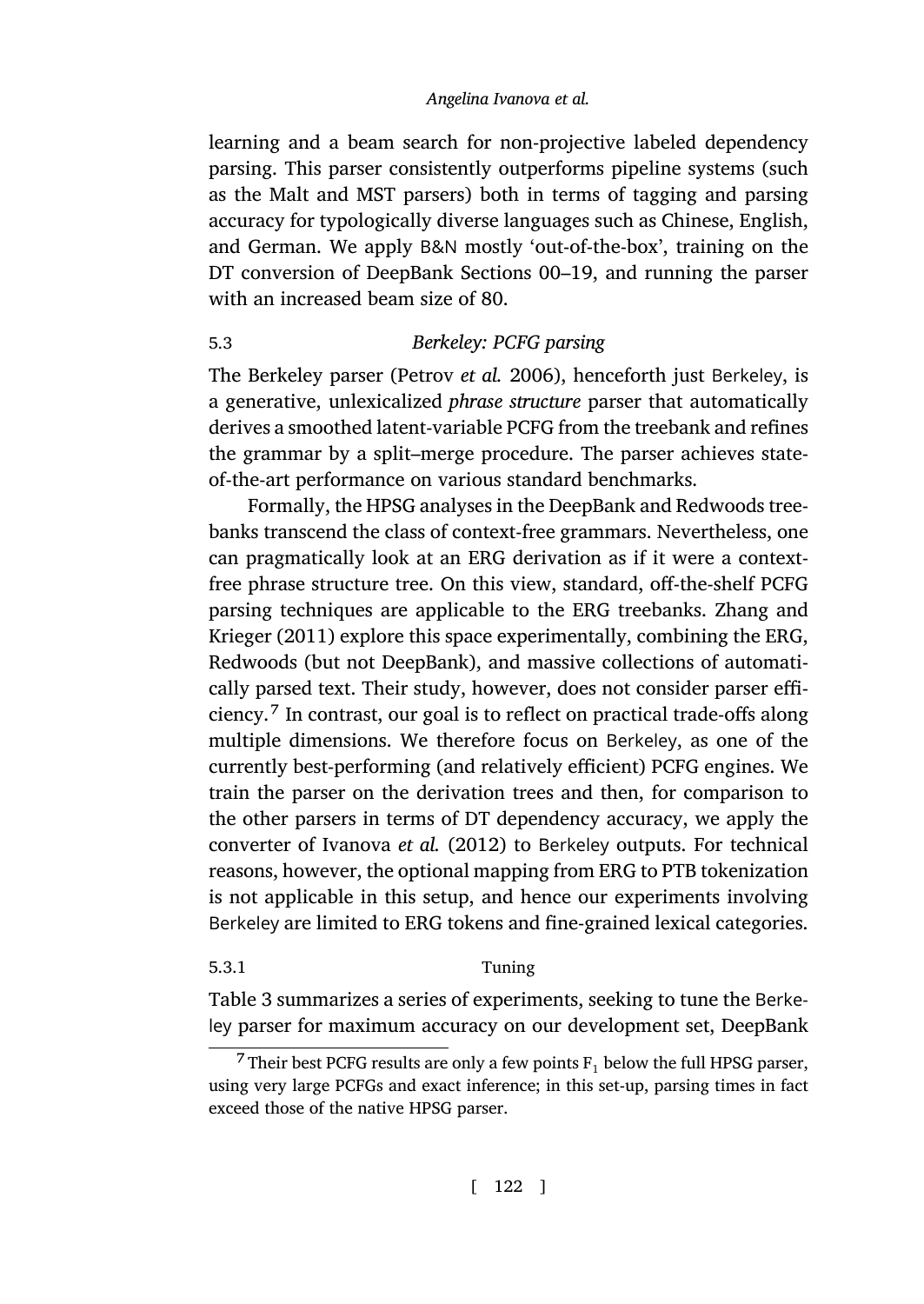learning and a beam search for non-projective labeled dependency parsing. This parser consistently outperforms pipeline systems (such as the Malt and MST parsers) both in terms of tagging and parsing accuracy for typologically diverse languages such as Chinese, English, and German. We apply B&N mostly 'out-of-the-box', training on the DT conversion of DeepBank Sections 00–19, and running the parser with an increased beam size of 80.

### 5.3 *Berkeley: PCFG parsing*

The Berkeley parser (Petrov *et al.* 2006), henceforth just Berkeley, is a generative, unlexicalized *phrase structure* parser that automatically derives a smoothed latent-variable PCFG from the treebank and refines the grammar by a split–merge procedure. The parser achieves state-of-the-art performance on various standard benchmarks.

Formally, the HPSG analyses in the DeepBank and Redwoods treebanks transcend the class of context-free grammars. Nevertheless, one can pragmatically look at an ERG derivation as if it were a context-free phrase structure tree. On this view, standard, off-the-shelf PCFG parsing techniques are applicable to the ERG treebanks. Zhang and Krieger (2011) explore this space experimentally, combining the ERG, Redwoods (but not DeepBank), and massive collections of automatically parsed text. Their study, however, does not consider parser efficiency.[7] In contrast, our goal is to reflect on practical trade-offs along multiple dimensions. We therefore focus on Berkeley, as one of the currently best-performing (and relatively efficient) PCFG engines. We train the parser on the derivation trees and then, for comparison to the other parsers in terms of DT dependency accuracy, we apply the converter of Ivanova *et al.* (2012) to Berkeley outputs. For technical reasons, however, the optional mapping from ERG to PTB tokenization is not applicable in this setup, and hence our experiments involving Berkeley are limited to ERG tokens and fine-grained lexical categories.

#### 5.3.1 Tuning

Table 3 summarizes a series of experiments, seeking to tune the Berkeley parser for maximum accuracy on our development set, DeepBank

[7] Their best PCFG results are only a few points $F_1$ below the full HPSG parser, using very large PCFGs and exact inference; in this set-up, parsing times in fact exceed those of the native HPSG parser.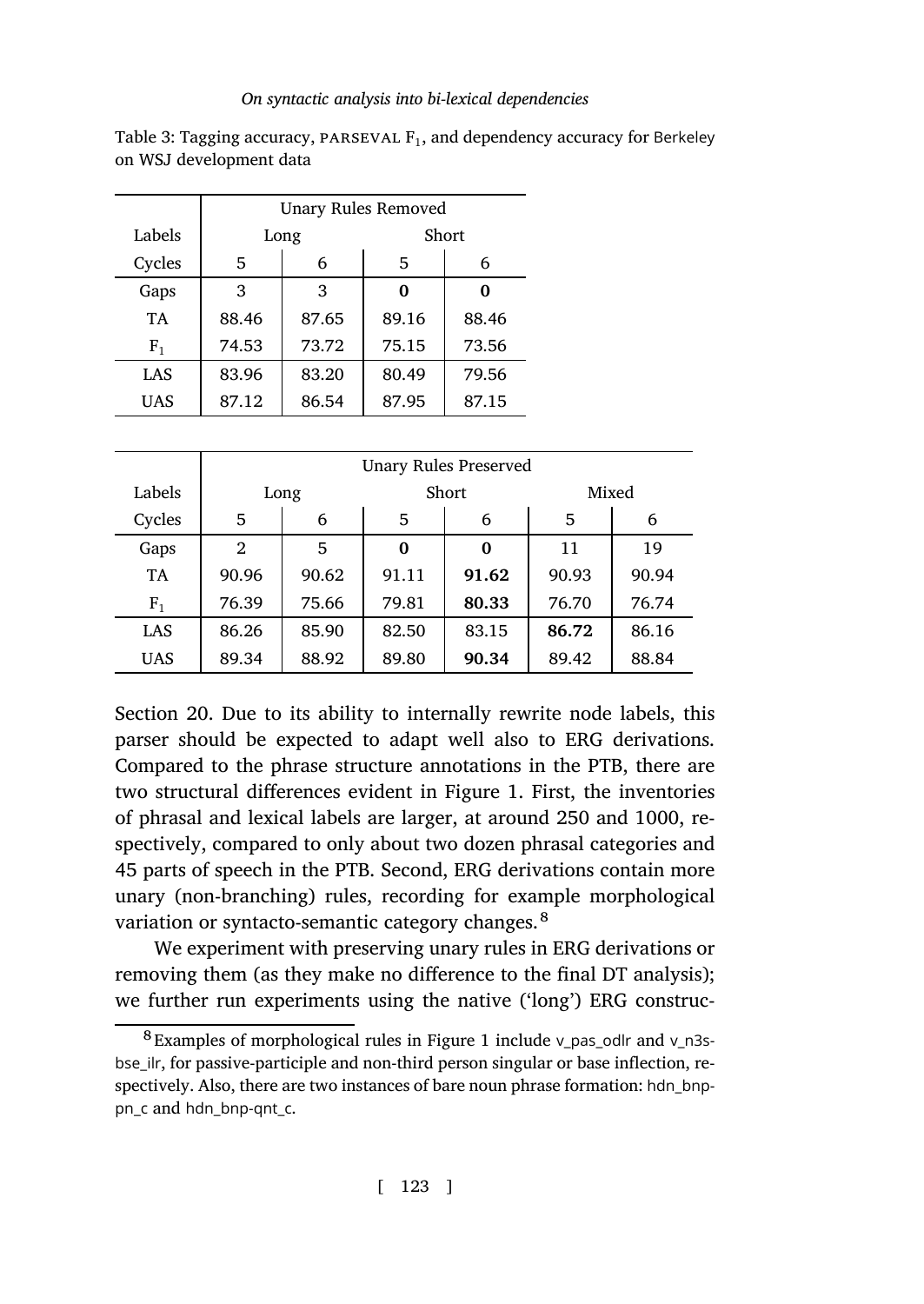Table 3: Tagging accuracy, PARSEVAL $F_1$, and dependency accuracy for Berkeley on WSJ development data

| | Unary Rules Removed | | | |
|---|---|---|---|---|
| Labels | Long | | Short | |
| Cycles | 5 | 6 | 5 | 6 |
| Gaps | 3 | 3 | **0** | **0** |
| TA | 88.46 | 87.65 | 89.16 | 88.46 |
| $F_1$ | 74.53 | 73.72 | 75.15 | 73.56 |
| LAS | 83.96 | 83.20 | 80.49 | 79.56 |
| UAS | 87.12 | 86.54 | 87.95 | 87.15 |

| | Unary Rules Preserved | | | | | |
|---|---|---|---|---|---|---|
| Labels | Long | | Short | | Mixed | |
| Cycles | 5 | 6 | 5 | 6 | 5 | 6 |
| Gaps | 2 | 5 | **0** | **0** | 11 | 19 |
| TA | 90.96 | 90.62 | 91.11 | **91.62** | 90.93 | 90.94 |
| $F_1$ | 76.39 | 75.66 | 79.81 | **80.33** | 76.70 | 76.74 |
| LAS | 86.26 | 85.90 | 82.50 | 83.15 | **86.72** | 86.16 |
| UAS | 89.34 | 88.92 | 89.80 | **90.34** | 89.42 | 88.84 |

Section 20. Due to its ability to internally rewrite node labels, this parser should be expected to adapt well also to ERG derivations. Compared to the phrase structure annotations in the PTB, there are two structural differences evident in Figure 1. First, the inventories of phrasal and lexical labels are larger, at around 250 and 1000, respectively, compared to only about two dozen phrasal categories and 45 parts of speech in the PTB. Second, ERG derivations contain more unary (non-branching) rules, recording for example morphological variation or syntacto-semantic category changes.[8]

We experiment with preserving unary rules in ERG derivations or removing them (as they make no difference to the final DT analysis); we further run experiments using the native ('long') ERG construc-

[8] Examples of morphological rules in Figure 1 include v_pas_odlr and v_n3s-bse_ilr, for passive-participle and non-third person singular or base inflection, respectively. Also, there are two instances of bare noun phrase formation: hdn_bnp-pn_c and hdn_bnp-qnt_c.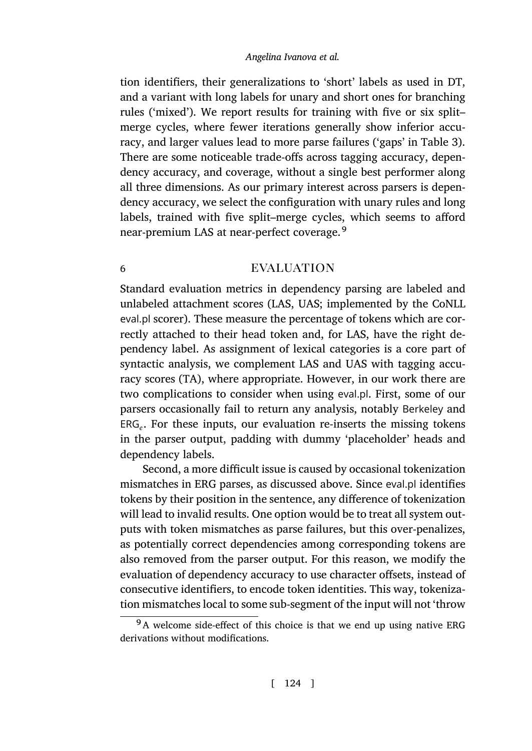tion identifiers, their generalizations to 'short' labels as used in DT, and a variant with long labels for unary and short ones for branching rules ('mixed'). We report results for training with five or six split–merge cycles, where fewer iterations generally show inferior accuracy, and larger values lead to more parse failures ('gaps' in Table 3). There are some noticeable trade-offs across tagging accuracy, dependency accuracy, and coverage, without a single best performer along all three dimensions. As our primary interest across parsers is dependency accuracy, we select the configuration with unary rules and long labels, trained with five split–merge cycles, which seems to afford near-premium LAS at near-perfect coverage.[9]

## 6 EVALUATION

Standard evaluation metrics in dependency parsing are labeled and unlabeled attachment scores (LAS, UAS; implemented by the CoNLL eval.pl scorer). These measure the percentage of tokens which are correctly attached to their head token and, for LAS, have the right dependency label. As assignment of lexical categories is a core part of syntactic analysis, we complement LAS and UAS with tagging accuracy scores (TA), where appropriate. However, in our work there are two complications to consider when using eval.pl. First, some of our parsers occasionally fail to return any analysis, notably Berkeley and $\text{ERG}_e$. For these inputs, our evaluation re-inserts the missing tokens in the parser output, padding with dummy 'placeholder' heads and dependency labels.

Second, a more difficult issue is caused by occasional tokenization mismatches in ERG parses, as discussed above. Since eval.pl identifies tokens by their position in the sentence, any difference of tokenization will lead to invalid results. One option would be to treat all system outputs with token mismatches as parse failures, but this over-penalizes, as potentially correct dependencies among corresponding tokens are also removed from the parser output. For this reason, we modify the evaluation of dependency accuracy to use character offsets, instead of consecutive identifiers, to encode token identities. This way, tokenization mismatches local to some sub-segment of the input will not 'throw

[9] A welcome side-effect of this choice is that we end up using native ERG derivations without modifications.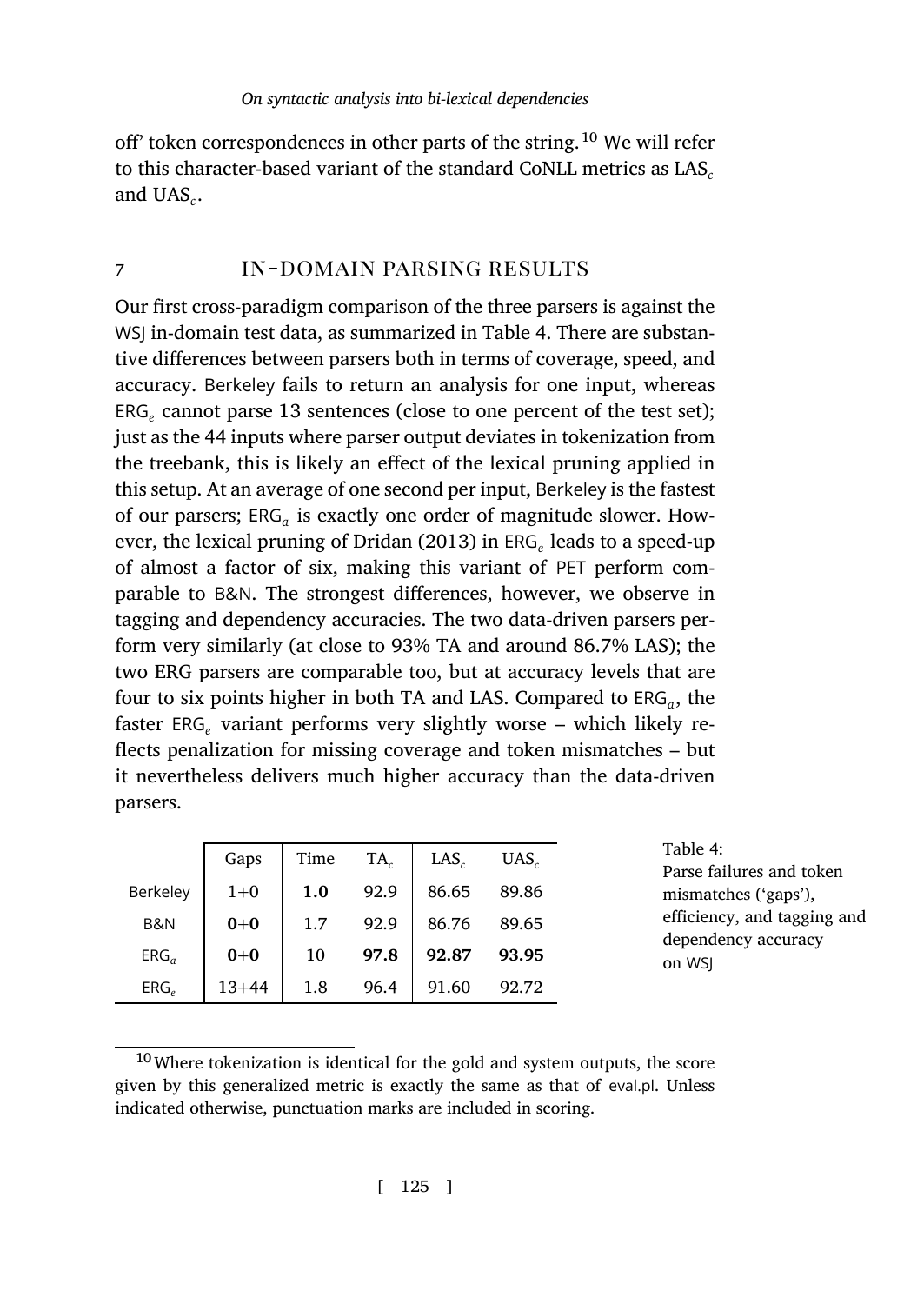off' token correspondences in other parts of the string.[10] We will refer to this character-based variant of the standard CoNLL metrics as $\text{LAS}_c$ and $\text{UAS}_c$.

## 7 IN-DOMAIN PARSING RESULTS

Our first cross-paradigm comparison of the three parsers is against the WSJ in-domain test data, as summarized in Table 4. There are substantive differences between parsers both in terms of coverage, speed, and accuracy. Berkeley fails to return an analysis for one input, whereas $\text{ERG}_e$ cannot parse 13 sentences (close to one percent of the test set); just as the 44 inputs where parser output deviates in tokenization from the treebank, this is likely an effect of the lexical pruning applied in this setup. At an average of one second per input, Berkeley is the fastest of our parsers; $\text{ERG}_a$ is exactly one order of magnitude slower. However, the lexical pruning of Dridan (2013) in $\text{ERG}_e$ leads to a speed-up of almost a factor of six, making this variant of PET perform comparable to B&N. The strongest differences, however, we observe in tagging and dependency accuracies. The two data-driven parsers perform very similarly (at close to 93% TA and around 86.7% LAS); the two ERG parsers are comparable too, but at accuracy levels that are four to six points higher in both TA and LAS. Compared to $\text{ERG}_a$, the faster $\text{ERG}_e$ variant performs very slightly worse – which likely reflects penalization for missing coverage and token mismatches – but it nevertheless delivers much higher accuracy than the data-driven parsers.

| | Gaps | Time | $\text{TA}_c$ | $\text{LAS}_c$ | $\text{UAS}_c$ |
|---|---|---|---|---|---|
| Berkeley | 1+0 | **1.0** | 92.9 | 86.65 | 89.86 |
| B&N | **0+0** | 1.7 | 92.9 | 86.76 | 89.65 |
| $\text{ERG}_a$ | **0+0** | 10 | **97.8** | **92.87** | **93.95** |
| $\text{ERG}_e$ | 13+44 | 1.8 | 96.4 | 91.60 | 92.72 |

Table 4: Parse failures and token mismatches ('gaps'), efficiency, and tagging and dependency accuracy on WSJ

[10] Where tokenization is identical for the gold and system outputs, the score given by this generalized metric is exactly the same as that of eval.pl. Unless indicated otherwise, punctuation marks are included in scoring.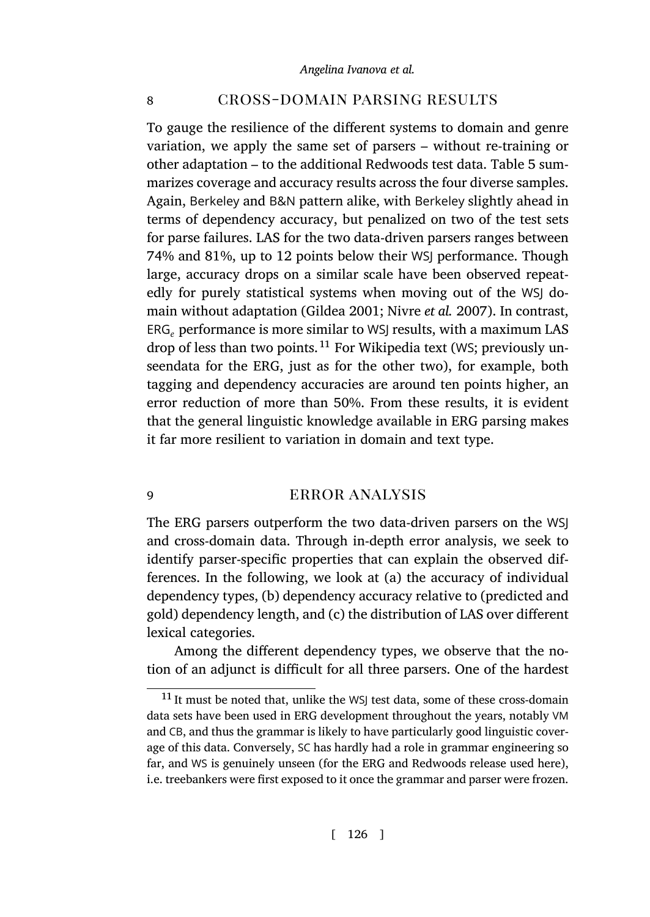## 8 CROSS-DOMAIN PARSING RESULTS

To gauge the resilience of the different systems to domain and genre variation, we apply the same set of parsers – without re-training or other adaptation – to the additional Redwoods test data. Table 5 summarizes coverage and accuracy results across the four diverse samples. Again, Berkeley and B&N pattern alike, with Berkeley slightly ahead in terms of dependency accuracy, but penalized on two of the test sets for parse failures. LAS for the two data-driven parsers ranges between 74% and 81%, up to 12 points below their WSJ performance. Though large, accuracy drops on a similar scale have been observed repeatedly for purely statistical systems when moving out of the WSJ domain without adaptation (Gildea 2001; Nivre *et al.* 2007). In contrast, $\text{ERG}_e$ performance is more similar to WSJ results, with a maximum LAS drop of less than two points.[11] For Wikipedia text (WS; previously unseendata for the ERG, just as for the other two), for example, both tagging and dependency accuracies are around ten points higher, an error reduction of more than 50%. From these results, it is evident that the general linguistic knowledge available in ERG parsing makes it far more resilient to variation in domain and text type.

## 9 ERROR ANALYSIS

The ERG parsers outperform the two data-driven parsers on the WSJ and cross-domain data. Through in-depth error analysis, we seek to identify parser-specific properties that can explain the observed differences. In the following, we look at (a) the accuracy of individual dependency types, (b) dependency accuracy relative to (predicted and gold) dependency length, and (c) the distribution of LAS over different lexical categories.

Among the different dependency types, we observe that the notion of an adjunct is difficult for all three parsers. One of the hardest

[11] It must be noted that, unlike the WSJ test data, some of these cross-domain data sets have been used in ERG development throughout the years, notably VM and CB, and thus the grammar is likely to have particularly good linguistic coverage of this data. Conversely, SC has hardly had a role in grammar engineering so far, and WS is genuinely unseen (for the ERG and Redwoods release used here), i.e. treebankers were first exposed to it once the grammar and parser were frozen.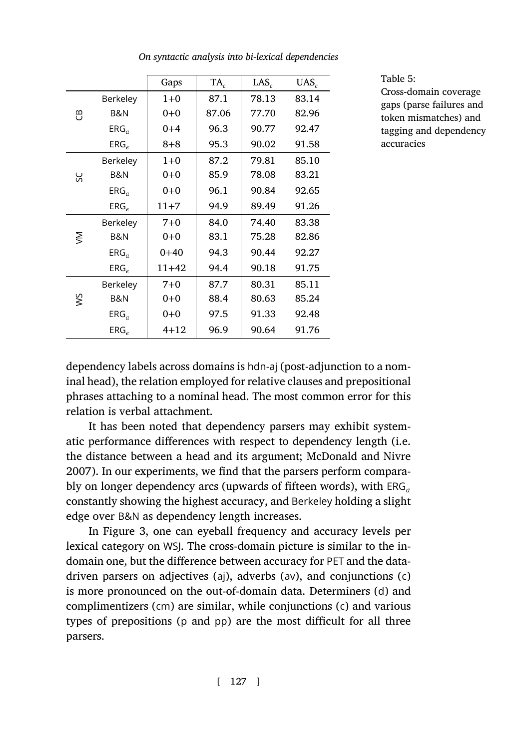| | | Gaps | $TA_c$ | $LAS_c$ | $UAS_c$ |
|---|---|---|---|---|---|
| CB | Berkeley | 1+0 | 87.1 | 78.13 | 83.14 |
| | B&N | 0+0 | 87.06 | 77.70 | 82.96 |
| | $ERG_a$ | 0+4 | 96.3 | 90.77 | 92.47 |
| | $ERG_e$ | 8+8 | 95.3 | 90.02 | 91.58 |
| SC | Berkeley | 1+0 | 87.2 | 79.81 | 85.10 |
| | B&N | 0+0 | 85.9 | 78.08 | 83.21 |
| | $ERG_a$ | 0+0 | 96.1 | 90.84 | 92.65 |
| | $ERG_e$ | 11+7 | 94.9 | 89.49 | 91.26 |
| VM | Berkeley | 7+0 | 84.0 | 74.40 | 83.38 |
| | B&N | 0+0 | 83.1 | 75.28 | 82.86 |
| | $ERG_a$ | 0+40 | 94.3 | 90.44 | 92.27 |
| | $ERG_e$ | 11+42 | 94.4 | 90.18 | 91.75 |
| WS | Berkeley | 7+0 | 87.7 | 80.31 | 85.11 |
| | B&N | 0+0 | 88.4 | 80.63 | 85.24 |
| | $ERG_a$ | 0+0 | 97.5 | 91.33 | 92.48 |
| | $ERG_e$ | 4+12 | 96.9 | 90.64 | 91.76 |

Table 5: Cross-domain coverage gaps (parse failures and token mismatches) and tagging and dependency accuracies

dependency labels across domains is hdn-aj (post-adjunction to a nominal head), the relation employed for relative clauses and prepositional phrases attaching to a nominal head. The most common error for this relation is verbal attachment.

It has been noted that dependency parsers may exhibit systematic performance differences with respect to dependency length (i.e. the distance between a head and its argument; McDonald and Nivre 2007). In our experiments, we find that the parsers perform comparably on longer dependency arcs (upwards of fifteen words), with $ERG_a$ constantly showing the highest accuracy, and Berkeley holding a slight edge over B&N as dependency length increases.

In Figure 3, one can eyeball frequency and accuracy levels per lexical category on WSJ. The cross-domain picture is similar to the in-domain one, but the difference between accuracy for PET and the data-driven parsers on adjectives (aj), adverbs (av), and conjunctions (c) is more pronounced on the out-of-domain data. Determiners (d) and complimentizers (cm) are similar, while conjunctions (c) and various types of prepositions (p and pp) are the most difficult for all three parsers.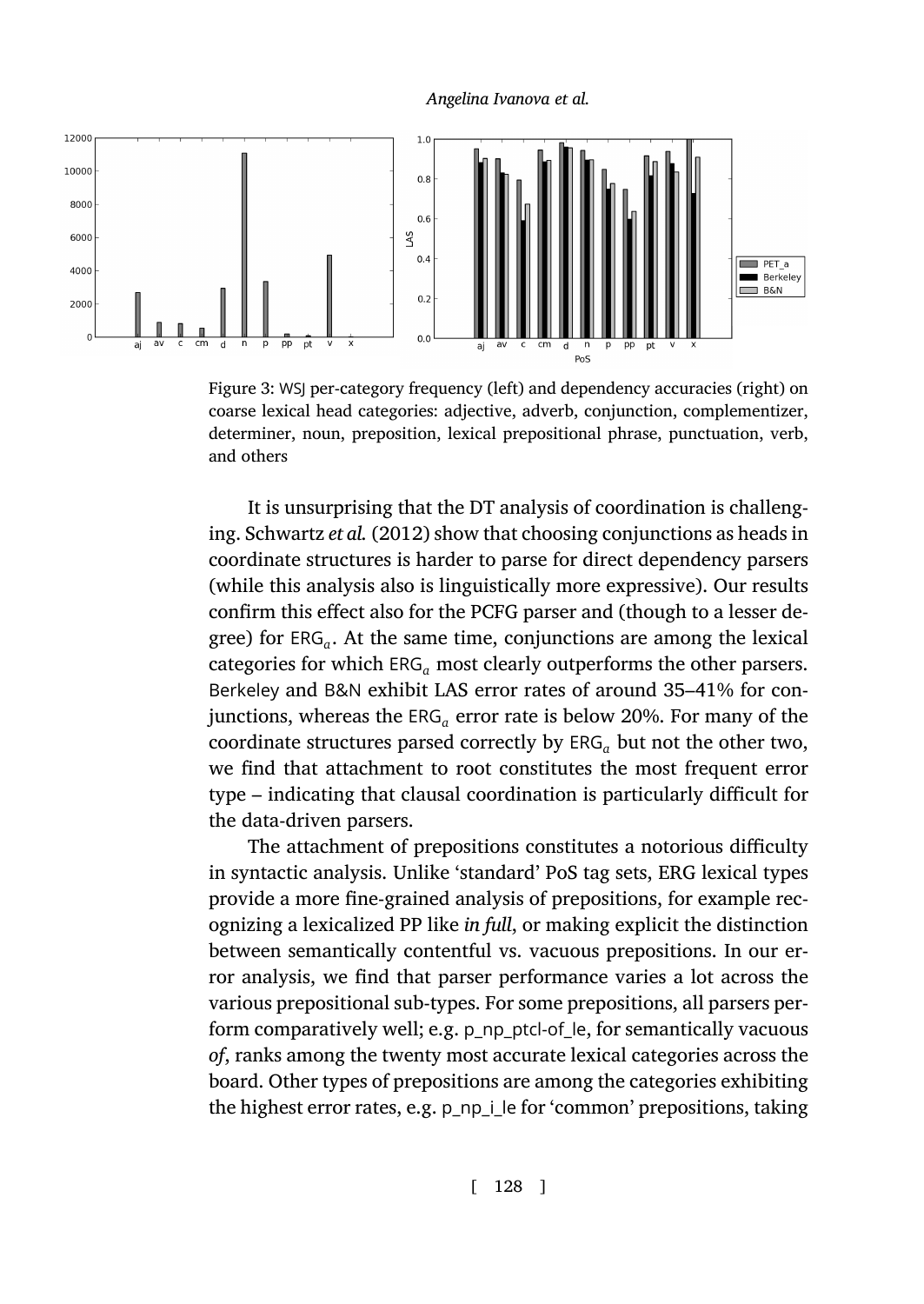12000
10000
8000
6000
4000
2000
0
aj av c cm d n p pp pt v x

1.0
0.8
0.6
0.4
0.2
0.0
LAS
aj av c cm d n p pp pt v x
PoS
PET_a
Berkeley
B&N

Figure 3: WSJ per-category frequency (left) and dependency accuracies (right) on coarse lexical head categories: adjective, adverb, conjunction, complementizer, determiner, noun, preposition, lexical prepositional phrase, punctuation, verb, and others

It is unsurprising that the DT analysis of coordination is challenging. Schwartz *et al.* (2012) show that choosing conjunctions as heads in coordinate structures is harder to parse for direct dependency parsers (while this analysis also is linguistically more expressive). Our results confirm this effect also for the PCFG parser and (though to a lesser degree) for $\mathsf{ERG}_a$. At the same time, conjunctions are among the lexical categories for which $\mathsf{ERG}_a$ most clearly outperforms the other parsers. Berkeley and B&N exhibit LAS error rates of around 35–41% for conjunctions, whereas the $\mathsf{ERG}_a$ error rate is below 20%. For many of the coordinate structures parsed correctly by $\mathsf{ERG}_a$ but not the other two, we find that attachment to root constitutes the most frequent error type – indicating that clausal coordination is particularly difficult for the data-driven parsers.

The attachment of prepositions constitutes a notorious difficulty in syntactic analysis. Unlike 'standard' PoS tag sets, ERG lexical types provide a more fine-grained analysis of prepositions, for example recognizing a lexicalized PP like *in full*, or making explicit the distinction between semantically contentful vs. vacuous prepositions. In our error analysis, we find that parser performance varies a lot across the various prepositional sub-types. For some prepositions, all parsers perform comparatively well; e.g. p_np_ptcl-of_le, for semantically vacuous *of*, ranks among the twenty most accurate lexical categories across the board. Other types of prepositions are among the categories exhibiting the highest error rates, e.g. p_np_i_le for 'common' prepositions, taking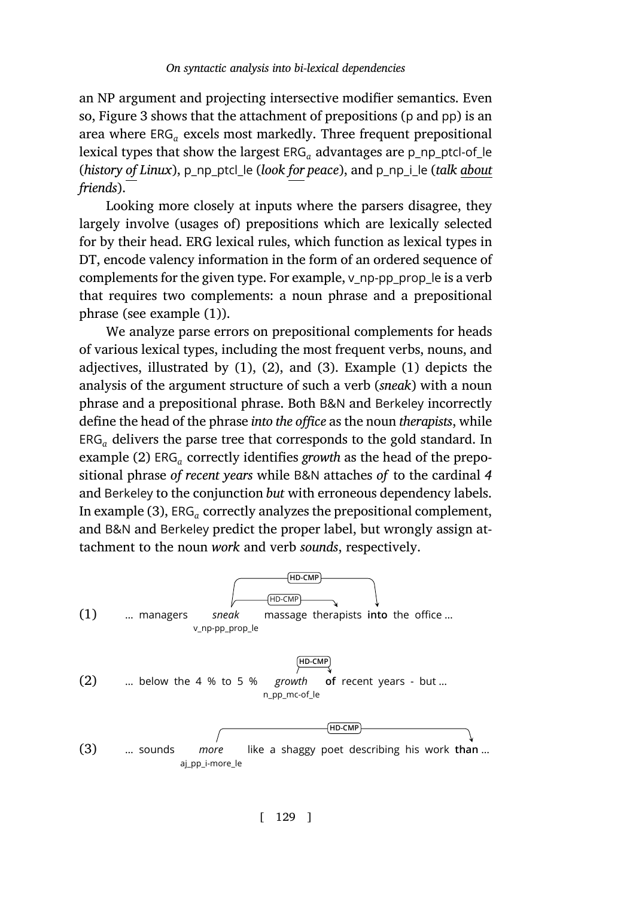an NP argument and projecting intersective modifier semantics. Even so, Figure 3 shows that the attachment of prepositions (p and pp) is an area where $\text{ERG}_a$ excels most markedly. Three frequent prepositional lexical types that show the largest $\text{ERG}_a$ advantages are p_np_ptcl-of_le (*history of Linux*), p_np_ptcl_le (*look for peace*), and p_np_i_le (*talk about friends*).

Looking more closely at inputs where the parsers disagree, they largely involve (usages of) prepositions which are lexically selected for by their head. ERG lexical rules, which function as lexical types in DT, encode valency information in the form of an ordered sequence of complements for the given type. For example, v_np-pp_prop_le is a verb that requires two complements: a noun phrase and a prepositional phrase (see example (1)).

We analyze parse errors on prepositional complements for heads of various lexical types, including the most frequent verbs, nouns, and adjectives, illustrated by (1), (2), and (3). Example (1) depicts the analysis of the argument structure of such a verb (*sneak*) with a noun phrase and a prepositional phrase. Both B&N and Berkeley incorrectly define the head of the phrase *into the office* as the noun *therapists*, while $\text{ERG}_a$ delivers the parse tree that corresponds to the gold standard. In example (2) $\text{ERG}_a$ correctly identifies *growth* as the head of the prepositional phrase *of recent years* while B&N attaches *of* to the cardinal *4* and Berkeley to the conjunction *but* with erroneous dependency labels. In example (3), $\text{ERG}_a$ correctly analyzes the prepositional complement, and B&N and Berkeley predict the proper label, but wrongly assign attachment to the noun *work* and verb *sounds*, respectively.

(1) … managers *sneak* massage therapists **into** the office …
v_np-pp_prop_le
[HD-CMP: sneak → therapists; HD-CMP: sneak → into]

(2) … below the 4 % to 5 % *growth* **of** recent years - but …
n_pp_mc-of_le
[HD-CMP: growth → of]

(3) … sounds *more* like a shaggy poet describing his work **than** …
aj_pp_i-more_le
[HD-CMP: more → than]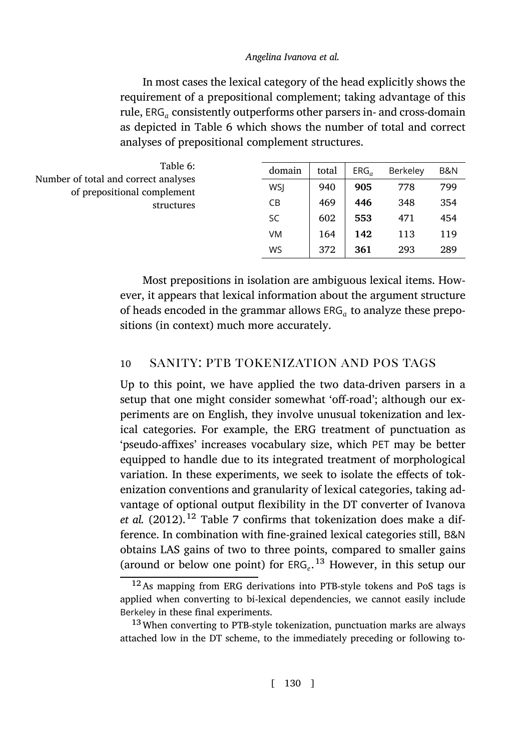In most cases the lexical category of the head explicitly shows the requirement of a prepositional complement; taking advantage of this rule, $\mathsf{ERG}_a$ consistently outperforms other parsers in- and cross-domain as depicted in Table 6 which shows the number of total and correct analyses of prepositional complement structures.

Table 6: Number of total and correct analyses of prepositional complement structures

| domain | total | $\mathsf{ERG}_a$ | Berkeley | B&N |
|---|---|---|---|---|
| WSJ | 940 | **905** | 778 | 799 |
| CB | 469 | **446** | 348 | 354 |
| SC | 602 | **553** | 471 | 454 |
| VM | 164 | **142** | 113 | 119 |
| WS | 372 | **361** | 293 | 289 |

Most prepositions in isolation are ambiguous lexical items. However, it appears that lexical information about the argument structure of heads encoded in the grammar allows $\mathsf{ERG}_a$ to analyze these prepositions (in context) much more accurately.

## 10 SANITY: PTB TOKENIZATION AND POS TAGS

Up to this point, we have applied the two data-driven parsers in a setup that one might consider somewhat 'off-road'; although our experiments are on English, they involve unusual tokenization and lexical categories. For example, the ERG treatment of punctuation as 'pseudo-affixes' increases vocabulary size, which PET may be better equipped to handle due to its integrated treatment of morphological variation. In these experiments, we seek to isolate the effects of tokenization conventions and granularity of lexical categories, taking advantage of optional output flexibility in the DT converter of Ivanova *et al.* (2012).[12] Table 7 confirms that tokenization does make a difference. In combination with fine-grained lexical categories still, B&N obtains LAS gains of two to three points, compared to smaller gains (around or below one point) for $\mathsf{ERG}_e$.[13] However, in this setup our

[12] As mapping from ERG derivations into PTB-style tokens and PoS tags is applied when converting to bi-lexical dependencies, we cannot easily include Berkeley in these final experiments.

[13] When converting to PTB-style tokenization, punctuation marks are always attached low in the DT scheme, to the immediately preceding or following to-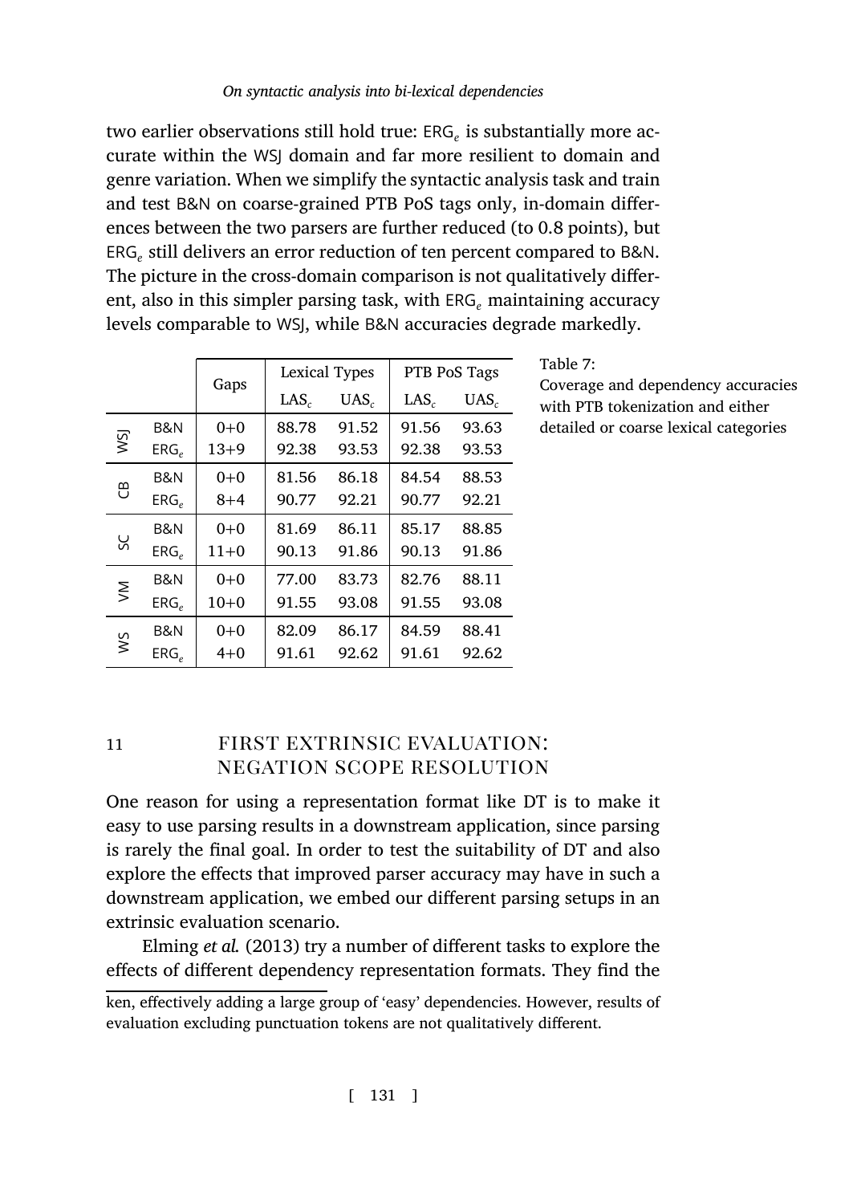two earlier observations still hold true: $\text{ERG}_e$ is substantially more accurate within the WSJ domain and far more resilient to domain and genre variation. When we simplify the syntactic analysis task and train and test B&N on coarse-grained PTB PoS tags only, in-domain differences between the two parsers are further reduced (to 0.8 points), but $\text{ERG}_e$ still delivers an error reduction of ten percent compared to B&N. The picture in the cross-domain comparison is not qualitatively different, also in this simpler parsing task, with $\text{ERG}_e$ maintaining accuracy levels comparable to WSJ, while B&N accuracies degrade markedly.

| | | Gaps | Lexical Types | | PTB PoS Tags | |
|---|---|---|---|---|---|---|
| | | | $\text{LAS}_c$ | $\text{UAS}_c$ | $\text{LAS}_c$ | $\text{UAS}_c$ |
| WSJ | B&N | 0+0 | 88.78 | 91.52 | 91.56 | 93.63 |
| | $\text{ERG}_e$ | 13+9 | 92.38 | 93.53 | 92.38 | 93.53 |
| CB | B&N | 0+0 | 81.56 | 86.18 | 84.54 | 88.53 |
| | $\text{ERG}_e$ | 8+4 | 90.77 | 92.21 | 90.77 | 92.21 |
| SC | B&N | 0+0 | 81.69 | 86.11 | 85.17 | 88.85 |
| | $\text{ERG}_e$ | 11+0 | 90.13 | 91.86 | 90.13 | 91.86 |
| VM | B&N | 0+0 | 77.00 | 83.73 | 82.76 | 88.11 |
| | $\text{ERG}_e$ | 10+0 | 91.55 | 93.08 | 91.55 | 93.08 |
| WS | B&N | 0+0 | 82.09 | 86.17 | 84.59 | 88.41 |
| | $\text{ERG}_e$ | 4+0 | 91.61 | 92.62 | 91.61 | 92.62 |

Table 7: Coverage and dependency accuracies with PTB tokenization and either detailed or coarse lexical categories

## 11 FIRST EXTRINSIC EVALUATION: NEGATION SCOPE RESOLUTION

One reason for using a representation format like DT is to make it easy to use parsing results in a downstream application, since parsing is rarely the final goal. In order to test the suitability of DT and also explore the effects that improved parser accuracy may have in such a downstream application, we embed our different parsing setups in an extrinsic evaluation scenario.

Elming *et al.* (2013) try a number of different tasks to explore the effects of different dependency representation formats. They find the

ken, effectively adding a large group of 'easy' dependencies. However, results of evaluation excluding punctuation tokens are not qualitatively different.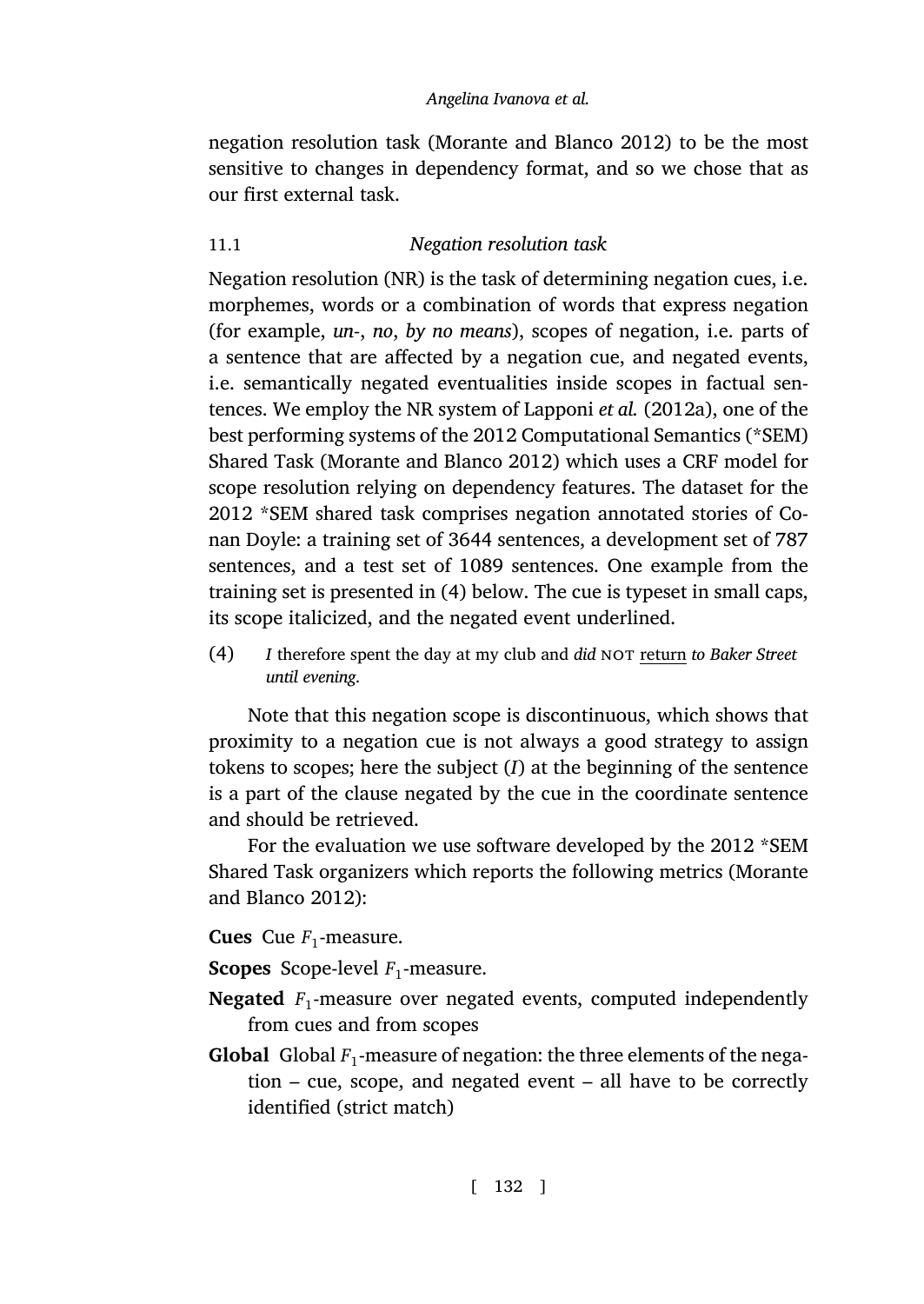negation resolution task (Morante and Blanco 2012) to be the most sensitive to changes in dependency format, and so we chose that as our first external task.

### 11.1 *Negation resolution task*

Negation resolution (NR) is the task of determining negation cues, i.e. morphemes, words or a combination of words that express negation (for example, *un-*, *no*, *by no means*), scopes of negation, i.e. parts of a sentence that are affected by a negation cue, and negated events, i.e. semantically negated eventualities inside scopes in factual sentences. We employ the NR system of Lapponi *et al.* (2012a), one of the best performing systems of the 2012 Computational Semantics (*SEM) Shared Task (Morante and Blanco 2012) which uses a CRF model for scope resolution relying on dependency features. The dataset for the 2012 *SEM shared task comprises negation annotated stories of Conan Doyle: a training set of 3644 sentences, a development set of 787 sentences, and a test set of 1089 sentences. One example from the training set is presented in (4) below. The cue is typeset in small caps, its scope italicized, and the negated event underlined.

(4) *I* therefore spent the day at my club and *did* NOT <u>return</u> *to Baker Street until evening.*

Note that this negation scope is discontinuous, which shows that proximity to a negation cue is not always a good strategy to assign tokens to scopes; here the subject (*I*) at the beginning of the sentence is a part of the clause negated by the cue in the coordinate sentence and should be retrieved.

For the evaluation we use software developed by the 2012 *SEM Shared Task organizers which reports the following metrics (Morante and Blanco 2012):

**Cues** Cue $F_1$-measure.

**Scopes** Scope-level $F_1$-measure.

**Negated** $F_1$-measure over negated events, computed independently from cues and from scopes

**Global** Global $F_1$-measure of negation: the three elements of the negation – cue, scope, and negated event – all have to be correctly identified (strict match)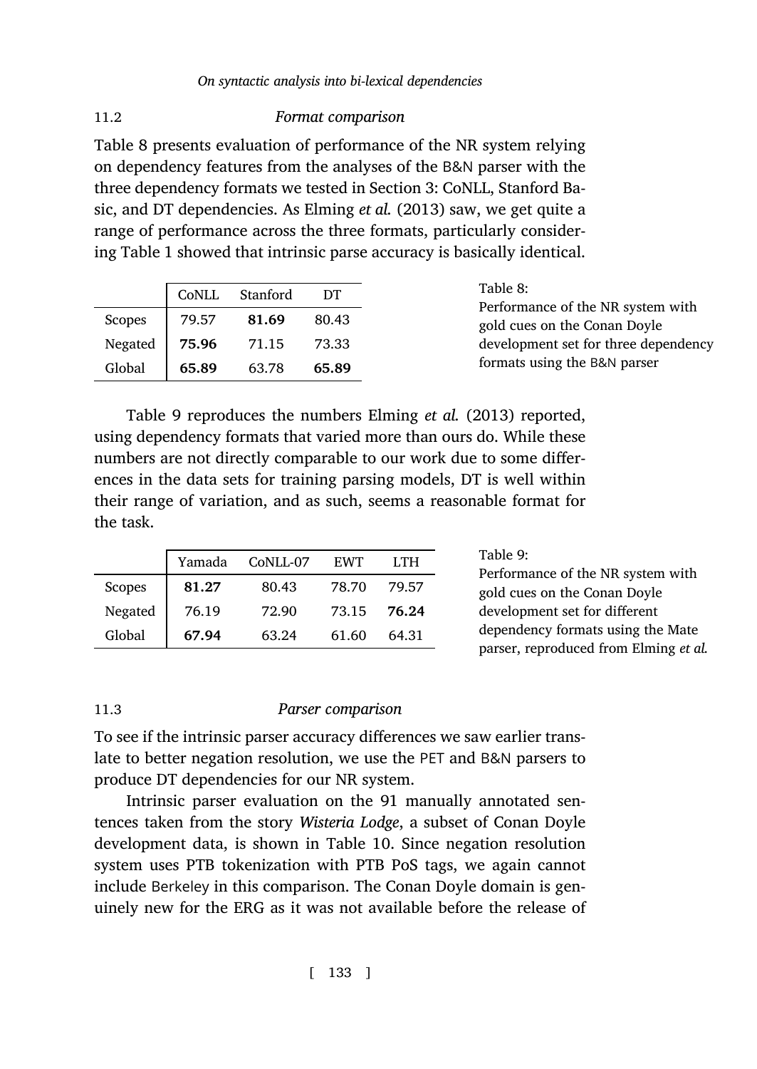### 11.2 *Format comparison*

Table 8 presents evaluation of performance of the NR system relying on dependency features from the analyses of the B&N parser with the three dependency formats we tested in Section 3: CoNLL, Stanford Basic, and DT dependencies. As Elming *et al.* (2013) saw, we get quite a range of performance across the three formats, particularly considering Table 1 showed that intrinsic parse accuracy is basically identical.

| | CoNLL | Stanford | DT |
|---|---|---|---|
| Scopes | 79.57 | **81.69** | 80.43 |
| Negated | **75.96** | 71.15 | 73.33 |
| Global | **65.89** | 63.78 | **65.89** |

Table 8: Performance of the NR system with gold cues on the Conan Doyle development set for three dependency formats using the B&N parser

Table 9 reproduces the numbers Elming *et al.* (2013) reported, using dependency formats that varied more than ours do. While these numbers are not directly comparable to our work due to some differences in the data sets for training parsing models, DT is well within their range of variation, and as such, seems a reasonable format for the task.

| | Yamada | CoNLL-07 | EWT | LTH |
|---|---|---|---|---|
| Scopes | **81.27** | 80.43 | 78.70 | 79.57 |
| Negated | 76.19 | 72.90 | 73.15 | **76.24** |
| Global | **67.94** | 63.24 | 61.60 | 64.31 |

Table 9: Performance of the NR system with gold cues on the Conan Doyle development set for different dependency formats using the Mate parser, reproduced from Elming *et al.*

### 11.3 *Parser comparison*

To see if the intrinsic parser accuracy differences we saw earlier translate to better negation resolution, we use the PET and B&N parsers to produce DT dependencies for our NR system.

Intrinsic parser evaluation on the 91 manually annotated sentences taken from the story *Wisteria Lodge*, a subset of Conan Doyle development data, is shown in Table 10. Since negation resolution system uses PTB tokenization with PTB PoS tags, we again cannot include Berkeley in this comparison. The Conan Doyle domain is genuinely new for the ERG as it was not available before the release of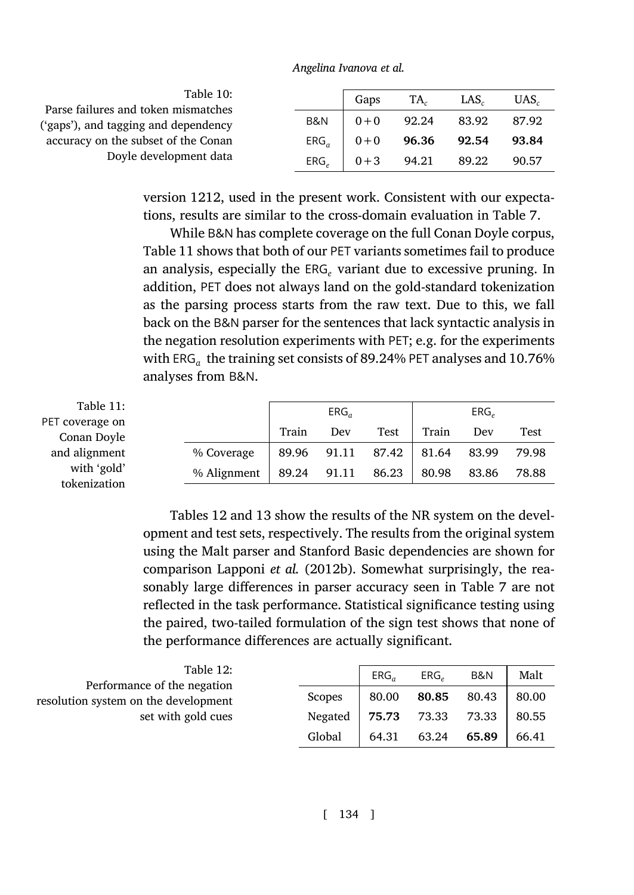Table 10: Parse failures and token mismatches ('gaps'), and tagging and dependency accuracy on the subset of the Conan Doyle development data

| | Gaps | $TA_c$ | $LAS_c$ | $UAS_c$ |
|---|---|---|---|---|
| B&N | $0+0$ | 92.24 | 83.92 | 87.92 |
| $ERG_a$ | $0+0$ | **96.36** | **92.54** | **93.84** |
| $ERG_e$ | $0+3$ | 94.21 | 89.22 | 90.57 |

version 1212, used in the present work. Consistent with our expectations, results are similar to the cross-domain evaluation in Table 7.

While B&N has complete coverage on the full Conan Doyle corpus, Table 11 shows that both of our PET variants sometimes fail to produce an analysis, especially the $ERG_e$ variant due to excessive pruning. In addition, PET does not always land on the gold-standard tokenization as the parsing process starts from the raw text. Due to this, we fall back on the B&N parser for the sentences that lack syntactic analysis in the negation resolution experiments with PET; e.g. for the experiments with $ERG_a$ the training set consists of 89.24% PET analyses and 10.76% analyses from B&N.

Table 11: PET coverage on Conan Doyle and alignment with 'gold' tokenization

| | $ERG_a$ | | | $ERG_e$ | | |
|---|---|---|---|---|---|---|
| | Train | Dev | Test | Train | Dev | Test |
| % Coverage | 89.96 | 91.11 | 87.42 | 81.64 | 83.99 | 79.98 |
| % Alignment | 89.24 | 91.11 | 86.23 | 80.98 | 83.86 | 78.88 |

Tables 12 and 13 show the results of the NR system on the development and test sets, respectively. The results from the original system using the Malt parser and Stanford Basic dependencies are shown for comparison Lapponi *et al.* (2012b). Somewhat surprisingly, the reasonably large differences in parser accuracy seen in Table 7 are not reflected in the task performance. Statistical significance testing using the paired, two-tailed formulation of the sign test shows that none of the performance differences are actually significant.

Table 12: Performance of the negation resolution system on the development set with gold cues

| | $ERG_a$ | $ERG_e$ | B&N | Malt |
|---|---|---|---|---|
| Scopes | 80.00 | **80.85** | 80.43 | 80.00 |
| Negated | **75.73** | 73.33 | 73.33 | 80.55 |
| Global | 64.31 | 63.24 | **65.89** | 66.41 |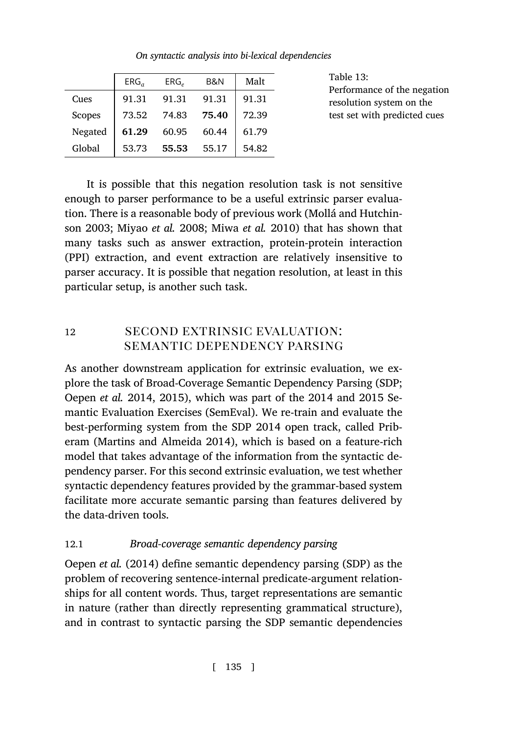| | $ERG_a$ | $ERG_e$ | B&N | Malt |
|---|---|---|---|---|
| Cues | 91.31 | 91.31 | 91.31 | 91.31 |
| Scopes | 73.52 | 74.83 | **75.40** | 72.39 |
| Negated | **61.29** | 60.95 | 60.44 | 61.79 |
| Global | 53.73 | **55.53** | 55.17 | 54.82 |

Table 13: Performance of the negation resolution system on the test set with predicted cues

It is possible that this negation resolution task is not sensitive enough to parser performance to be a useful extrinsic parser evaluation. There is a reasonable body of previous work (Mollá and Hutchinson 2003; Miyao *et al.* 2008; Miwa *et al.* 2010) that has shown that many tasks such as answer extraction, protein-protein interaction (PPI) extraction, and event extraction are relatively insensitive to parser accuracy. It is possible that negation resolution, at least in this particular setup, is another such task.

## 12 SECOND EXTRINSIC EVALUATION: SEMANTIC DEPENDENCY PARSING

As another downstream application for extrinsic evaluation, we explore the task of Broad-Coverage Semantic Dependency Parsing (SDP; Oepen *et al.* 2014, 2015), which was part of the 2014 and 2015 Semantic Evaluation Exercises (SemEval). We re-train and evaluate the best-performing system from the SDP 2014 open track, called Priberam (Martins and Almeida 2014), which is based on a feature-rich model that takes advantage of the information from the syntactic dependency parser. For this second extrinsic evaluation, we test whether syntactic dependency features provided by the grammar-based system facilitate more accurate semantic parsing than features delivered by the data-driven tools.

### 12.1 *Broad-coverage semantic dependency parsing*

Oepen *et al.* (2014) define semantic dependency parsing (SDP) as the problem of recovering sentence-internal predicate-argument relationships for all content words. Thus, target representations are semantic in nature (rather than directly representing grammatical structure), and in contrast to syntactic parsing the SDP semantic dependencies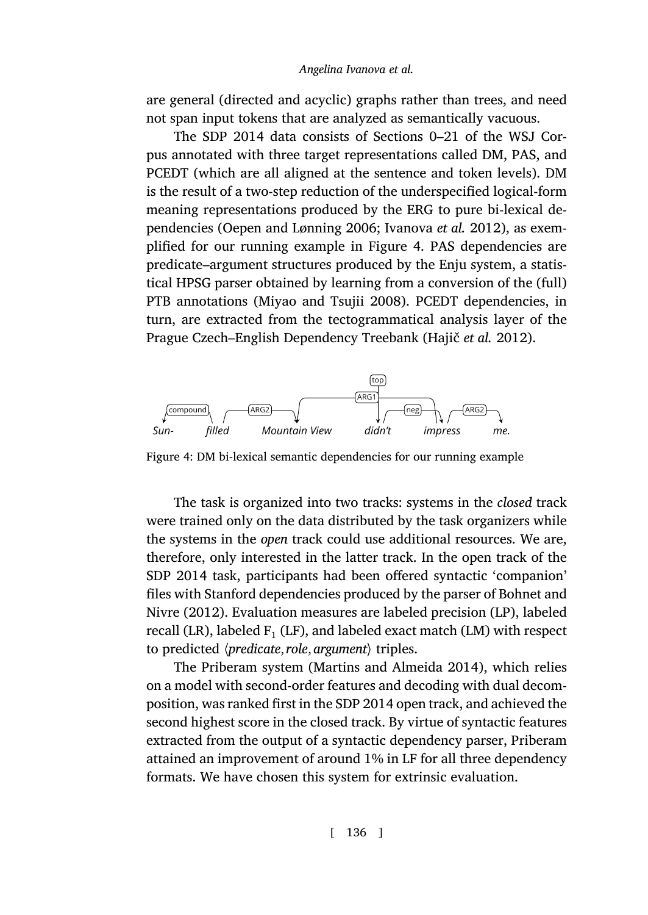are general (directed and acyclic) graphs rather than trees, and need not span input tokens that are analyzed as semantically vacuous.

The SDP 2014 data consists of Sections 0–21 of the WSJ Corpus annotated with three target representations called DM, PAS, and PCEDT (which are all aligned at the sentence and token levels). DM is the result of a two-step reduction of the underspecified logical-form meaning representations produced by the ERG to pure bi-lexical dependencies (Oepen and Lønning 2006; Ivanova *et al.* 2012), as exemplified for our running example in Figure 4. PAS dependencies are predicate–argument structures produced by the Enju system, a statistical HPSG parser obtained by learning from a conversion of the (full) PTB annotations (Miyao and Tsujii 2008). PCEDT dependencies, in turn, are extracted from the tectogrammatical analysis layer of the Prague Czech–English Dependency Treebank (Hajič *et al.* 2012).

top
ARG1
compound
ARG2
neg
ARG2
*Sun-* *filled* *Mountain View* *didn't* *impress* *me.*

Figure 4: DM bi-lexical semantic dependencies for our running example

The task is organized into two tracks: systems in the *closed* track were trained only on the data distributed by the task organizers while the systems in the *open* track could use additional resources. We are, therefore, only interested in the latter track. In the open track of the SDP 2014 task, participants had been offered syntactic 'companion' files with Stanford dependencies produced by the parser of Bohnet and Nivre (2012). Evaluation measures are labeled precision (LP), labeled recall (LR), labeled $F_1$ (LF), and labeled exact match (LM) with respect to predicted $\langle$*predicate*, *role*, *argument*$\rangle$ triples.

The Priberam system (Martins and Almeida 2014), which relies on a model with second-order features and decoding with dual decomposition, was ranked first in the SDP 2014 open track, and achieved the second highest score in the closed track. By virtue of syntactic features extracted from the output of a syntactic dependency parser, Priberam attained an improvement of around 1% in LF for all three dependency formats. We have chosen this system for extrinsic evaluation.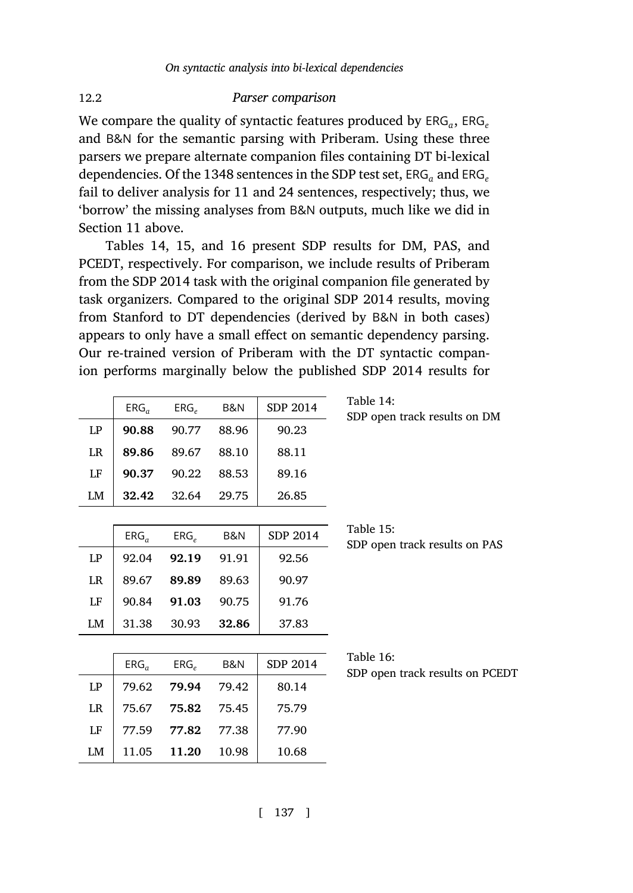## 12.2 Parser comparison

We compare the quality of syntactic features produced by $\text{ERG}_a$, $\text{ERG}_e$ and B&N for the semantic parsing with Priberam. Using these three parsers we prepare alternate companion files containing DT bi-lexical dependencies. Of the 1348 sentences in the SDP test set, $\text{ERG}_a$ and $\text{ERG}_e$ fail to deliver analysis for 11 and 24 sentences, respectively; thus, we 'borrow' the missing analyses from B&N outputs, much like we did in Section 11 above.

Tables 14, 15, and 16 present SDP results for DM, PAS, and PCEDT, respectively. For comparison, we include results of Priberam from the SDP 2014 task with the original companion file generated by task organizers. Compared to the original SDP 2014 results, moving from Stanford to DT dependencies (derived by B&N in both cases) appears to only have a small effect on semantic dependency parsing. Our re-trained version of Priberam with the DT syntactic companion performs marginally below the published SDP 2014 results for

|  | $\text{ERG}_a$ | $\text{ERG}_e$ | B&N | SDP 2014 |
|---|---|---|---|---|
| LP | **90.88** | 90.77 | 88.96 | 90.23 |
| LR | **89.86** | 89.67 | 88.10 | 88.11 |
| LF | **90.37** | 90.22 | 88.53 | 89.16 |
| LM | **32.42** | 32.64 | 29.75 | 26.85 |

Table 14: SDP open track results on DM

|  | $\text{ERG}_a$ | $\text{ERG}_e$ | B&N | SDP 2014 |
|---|---|---|---|---|
| LP | 92.04 | **92.19** | 91.91 | 92.56 |
| LR | 89.67 | **89.89** | 89.63 | 90.97 |
| LF | 90.84 | **91.03** | 90.75 | 91.76 |
| LM | 31.38 | 30.93 | **32.86** | 37.83 |

Table 15: SDP open track results on PAS

|  | $\text{ERG}_a$ | $\text{ERG}_e$ | B&N | SDP 2014 |
|---|---|---|---|---|
| LP | 79.62 | **79.94** | 79.42 | 80.14 |
| LR | 75.67 | **75.82** | 75.45 | 75.79 |
| LF | 77.59 | **77.82** | 77.38 | 77.90 |
| LM | 11.05 | **11.20** | 10.98 | 10.68 |

Table 16: SDP open track results on PCEDT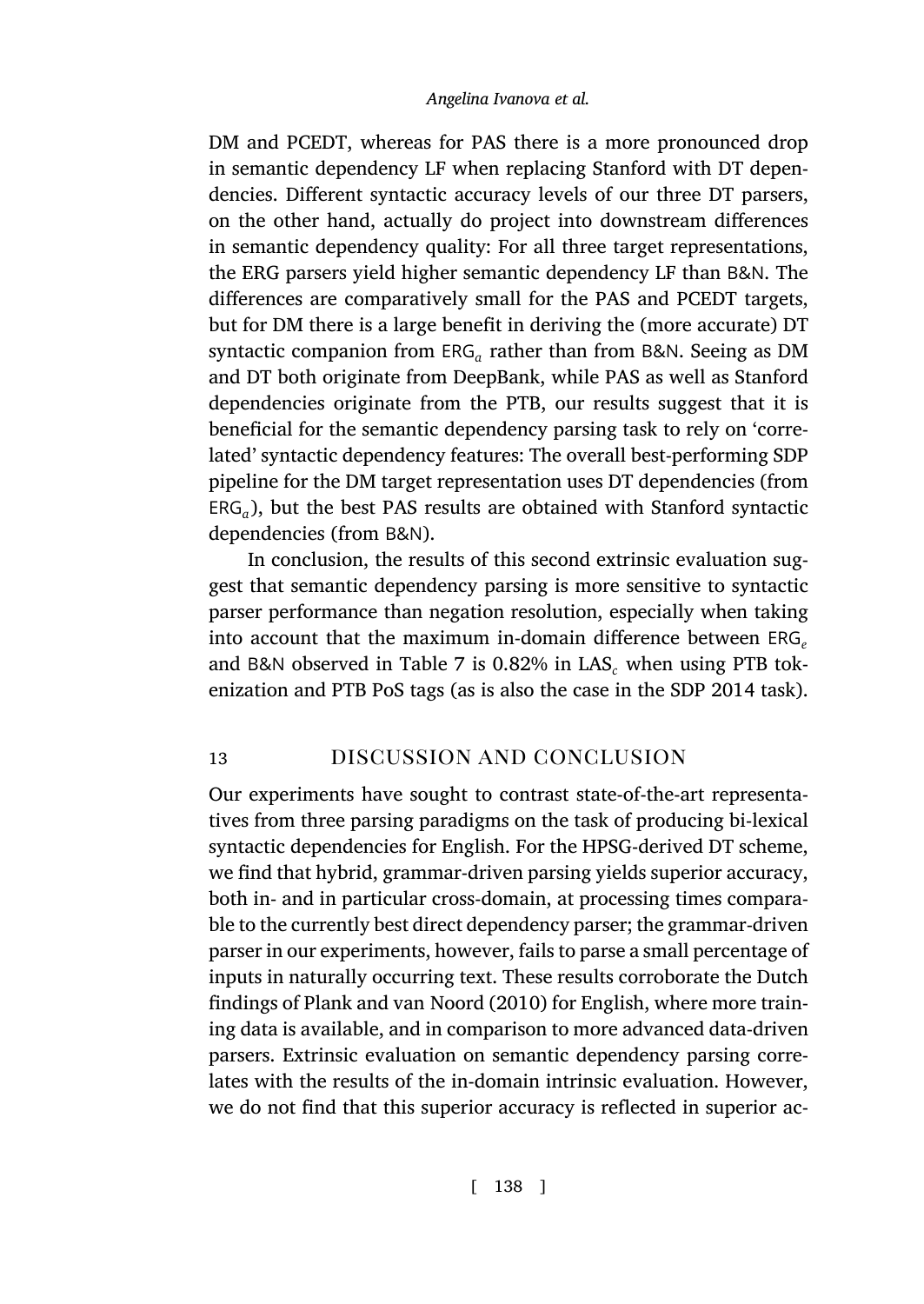DM and PCEDT, whereas for PAS there is a more pronounced drop in semantic dependency LF when replacing Stanford with DT dependencies. Different syntactic accuracy levels of our three DT parsers, on the other hand, actually do project into downstream differences in semantic dependency quality: For all three target representations, the ERG parsers yield higher semantic dependency LF than B&N. The differences are comparatively small for the PAS and PCEDT targets, but for DM there is a large benefit in deriving the (more accurate) DT syntactic companion from $\text{ERG}_a$ rather than from B&N. Seeing as DM and DT both originate from DeepBank, while PAS as well as Stanford dependencies originate from the PTB, our results suggest that it is beneficial for the semantic dependency parsing task to rely on 'correlated' syntactic dependency features: The overall best-performing SDP pipeline for the DM target representation uses DT dependencies (from $\text{ERG}_a$), but the best PAS results are obtained with Stanford syntactic dependencies (from B&N).

In conclusion, the results of this second extrinsic evaluation suggest that semantic dependency parsing is more sensitive to syntactic parser performance than negation resolution, especially when taking into account that the maximum in-domain difference between $\text{ERG}_e$ and B&N observed in Table 7 is 0.82% in $\text{LAS}_c$ when using PTB tokenization and PTB PoS tags (as is also the case in the SDP 2014 task).

## 13 DISCUSSION AND CONCLUSION

Our experiments have sought to contrast state-of-the-art representatives from three parsing paradigms on the task of producing bi-lexical syntactic dependencies for English. For the HPSG-derived DT scheme, we find that hybrid, grammar-driven parsing yields superior accuracy, both in- and in particular cross-domain, at processing times comparable to the currently best direct dependency parser; the grammar-driven parser in our experiments, however, fails to parse a small percentage of inputs in naturally occurring text. These results corroborate the Dutch findings of Plank and van Noord (2010) for English, where more training data is available, and in comparison to more advanced data-driven parsers. Extrinsic evaluation on semantic dependency parsing correlates with the results of the in-domain intrinsic evaluation. However, we do not find that this superior accuracy is reflected in superior ac-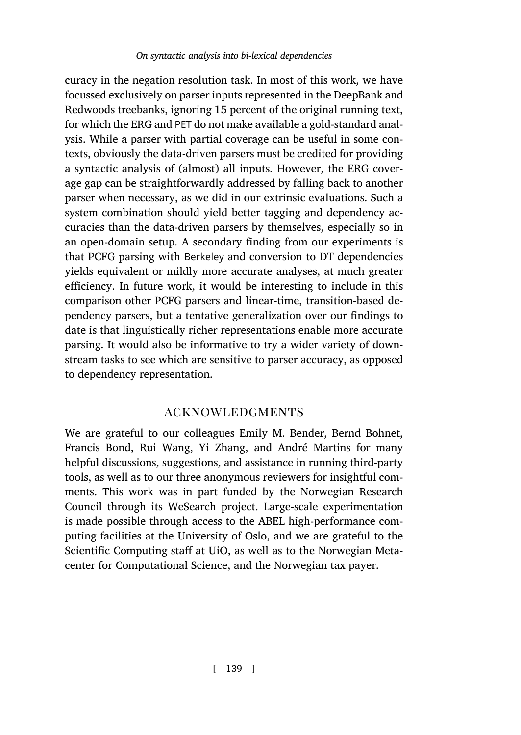curacy in the negation resolution task. In most of this work, we have focussed exclusively on parser inputs represented in the DeepBank and Redwoods treebanks, ignoring 15 percent of the original running text, for which the ERG and PET do not make available a gold-standard analysis. While a parser with partial coverage can be useful in some contexts, obviously the data-driven parsers must be credited for providing a syntactic analysis of (almost) all inputs. However, the ERG coverage gap can be straightforwardly addressed by falling back to another parser when necessary, as we did in our extrinsic evaluations. Such a system combination should yield better tagging and dependency accuracies than the data-driven parsers by themselves, especially so in an open-domain setup. A secondary finding from our experiments is that PCFG parsing with Berkeley and conversion to DT dependencies yields equivalent or mildly more accurate analyses, at much greater efficiency. In future work, it would be interesting to include in this comparison other PCFG parsers and linear-time, transition-based dependency parsers, but a tentative generalization over our findings to date is that linguistically richer representations enable more accurate parsing. It would also be informative to try a wider variety of downstream tasks to see which are sensitive to parser accuracy, as opposed to dependency representation.

## ACKNOWLEDGMENTS

We are grateful to our colleagues Emily M. Bender, Bernd Bohnet, Francis Bond, Rui Wang, Yi Zhang, and André Martins for many helpful discussions, suggestions, and assistance in running third-party tools, as well as to our three anonymous reviewers for insightful comments. This work was in part funded by the Norwegian Research Council through its WeSearch project. Large-scale experimentation is made possible through access to the ABEL high-performance computing facilities at the University of Oslo, and we are grateful to the Scientific Computing staff at UiO, as well as to the Norwegian Metacenter for Computational Science, and the Norwegian tax payer.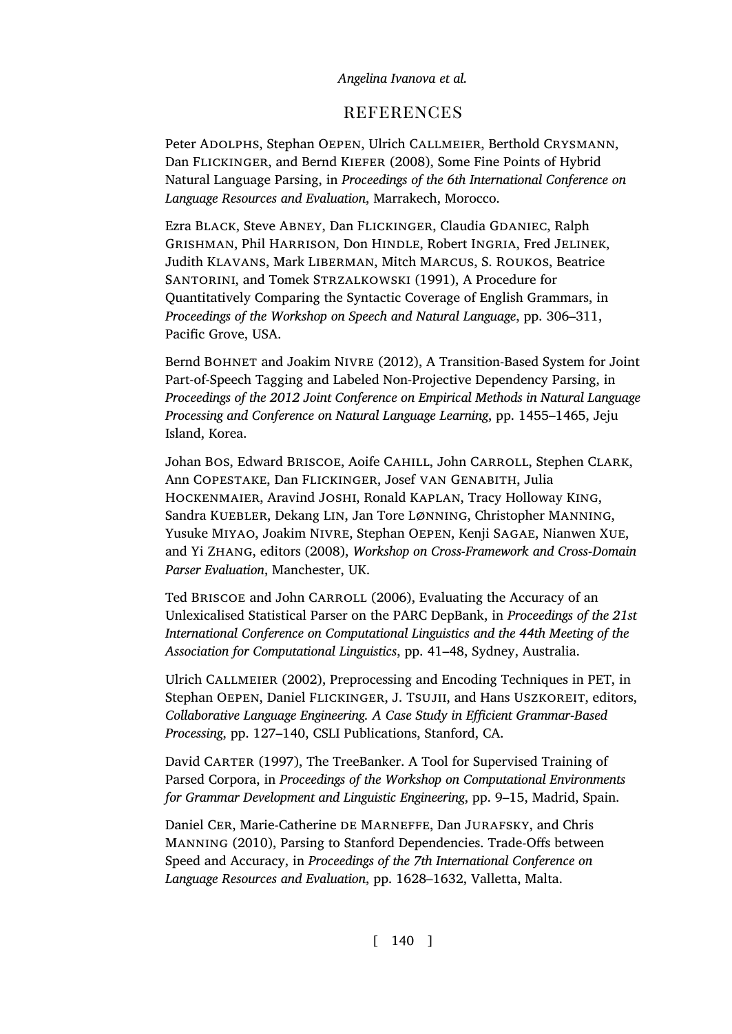## REFERENCES

Peter Adolphs, Stephan Oepen, Ulrich Callmeier, Berthold Crysmann, Dan Flickinger, and Bernd Kiefer (2008), Some Fine Points of Hybrid Natural Language Parsing, in *Proceedings of the 6th International Conference on Language Resources and Evaluation*, Marrakech, Morocco.

Ezra Black, Steve Abney, Dan Flickinger, Claudia Gdaniec, Ralph Grishman, Phil Harrison, Don Hindle, Robert Ingria, Fred Jelinek, Judith Klavans, Mark Liberman, Mitch Marcus, S. Roukos, Beatrice Santorini, and Tomek Strzalkowski (1991), A Procedure for Quantitatively Comparing the Syntactic Coverage of English Grammars, in *Proceedings of the Workshop on Speech and Natural Language*, pp. 306–311, Pacific Grove, USA.

Bernd Bohnet and Joakim Nivre (2012), A Transition-Based System for Joint Part-of-Speech Tagging and Labeled Non-Projective Dependency Parsing, in *Proceedings of the 2012 Joint Conference on Empirical Methods in Natural Language Processing and Conference on Natural Language Learning*, pp. 1455–1465, Jeju Island, Korea.

Johan Bos, Edward Briscoe, Aoife Cahill, John Carroll, Stephen Clark, Ann Copestake, Dan Flickinger, Josef van Genabith, Julia Hockenmaier, Aravind Joshi, Ronald Kaplan, Tracy Holloway King, Sandra Kuebler, Dekang Lin, Jan Tore Lønning, Christopher Manning, Yusuke Miyao, Joakim Nivre, Stephan Oepen, Kenji Sagae, Nianwen Xue, and Yi Zhang, editors (2008), *Workshop on Cross-Framework and Cross-Domain Parser Evaluation*, Manchester, UK.

Ted Briscoe and John Carroll (2006), Evaluating the Accuracy of an Unlexicalised Statistical Parser on the PARC DepBank, in *Proceedings of the 21st International Conference on Computational Linguistics and the 44th Meeting of the Association for Computational Linguistics*, pp. 41–48, Sydney, Australia.

Ulrich Callmeier (2002), Preprocessing and Encoding Techniques in PET, in Stephan Oepen, Daniel Flickinger, J. Tsujii, and Hans Uszkoreit, editors, *Collaborative Language Engineering. A Case Study in Efficient Grammar-Based Processing*, pp. 127–140, CSLI Publications, Stanford, CA.

David Carter (1997), The TreeBanker. A Tool for Supervised Training of Parsed Corpora, in *Proceedings of the Workshop on Computational Environments for Grammar Development and Linguistic Engineering*, pp. 9–15, Madrid, Spain.

Daniel Cer, Marie-Catherine de Marneffe, Dan Jurafsky, and Chris Manning (2010), Parsing to Stanford Dependencies. Trade-Offs between Speed and Accuracy, in *Proceedings of the 7th International Conference on Language Resources and Evaluation*, pp. 1628–1632, Valletta, Malta.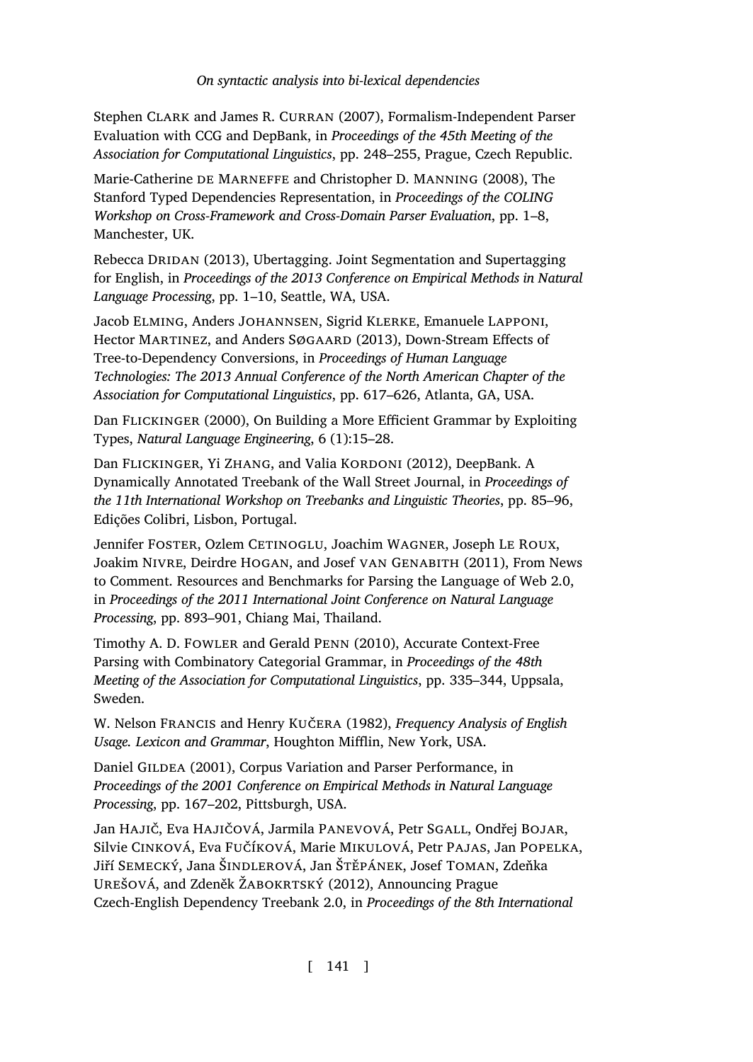Stephen Clark and James R. Curran (2007), Formalism-Independent Parser Evaluation with CCG and DepBank, in *Proceedings of the 45th Meeting of the Association for Computational Linguistics*, pp. 248–255, Prague, Czech Republic.

Marie-Catherine de Marneffe and Christopher D. Manning (2008), The Stanford Typed Dependencies Representation, in *Proceedings of the COLING Workshop on Cross-Framework and Cross-Domain Parser Evaluation*, pp. 1–8, Manchester, UK.

Rebecca Dridan (2013), Ubertagging. Joint Segmentation and Supertagging for English, in *Proceedings of the 2013 Conference on Empirical Methods in Natural Language Processing*, pp. 1–10, Seattle, WA, USA.

Jacob Elming, Anders Johannsen, Sigrid Klerke, Emanuele Lapponi, Hector Martinez, and Anders Søgaard (2013), Down-Stream Effects of Tree-to-Dependency Conversions, in *Proceedings of Human Language Technologies: The 2013 Annual Conference of the North American Chapter of the Association for Computational Linguistics*, pp. 617–626, Atlanta, GA, USA.

Dan Flickinger (2000), On Building a More Efficient Grammar by Exploiting Types, *Natural Language Engineering*, 6 (1):15–28.

Dan Flickinger, Yi Zhang, and Valia Kordoni (2012), DeepBank. A Dynamically Annotated Treebank of the Wall Street Journal, in *Proceedings of the 11th International Workshop on Treebanks and Linguistic Theories*, pp. 85–96, Edições Colibri, Lisbon, Portugal.

Jennifer Foster, Ozlem Cetinoglu, Joachim Wagner, Joseph Le Roux, Joakim Nivre, Deirdre Hogan, and Josef van Genabith (2011), From News to Comment. Resources and Benchmarks for Parsing the Language of Web 2.0, in *Proceedings of the 2011 International Joint Conference on Natural Language Processing*, pp. 893–901, Chiang Mai, Thailand.

Timothy A. D. Fowler and Gerald Penn (2010), Accurate Context-Free Parsing with Combinatory Categorial Grammar, in *Proceedings of the 48th Meeting of the Association for Computational Linguistics*, pp. 335–344, Uppsala, Sweden.

W. Nelson Francis and Henry Kučera (1982), *Frequency Analysis of English Usage. Lexicon and Grammar*, Houghton Mifflin, New York, USA.

Daniel Gildea (2001), Corpus Variation and Parser Performance, in *Proceedings of the 2001 Conference on Empirical Methods in Natural Language Processing*, pp. 167–202, Pittsburgh, USA.

Jan Hajič, Eva Hajičová, Jarmila Panevová, Petr Sgall, Ondřej Bojar, Silvie Cinková, Eva Fučíková, Marie Mikulová, Petr Pajas, Jan Popelka, Jiří Semecký, Jana Šindlerová, Jan Štěpánek, Josef Toman, Zdeňka Urešová, and Zdeněk Žabokrtský (2012), Announcing Prague Czech-English Dependency Treebank 2.0, in *Proceedings of the 8th International*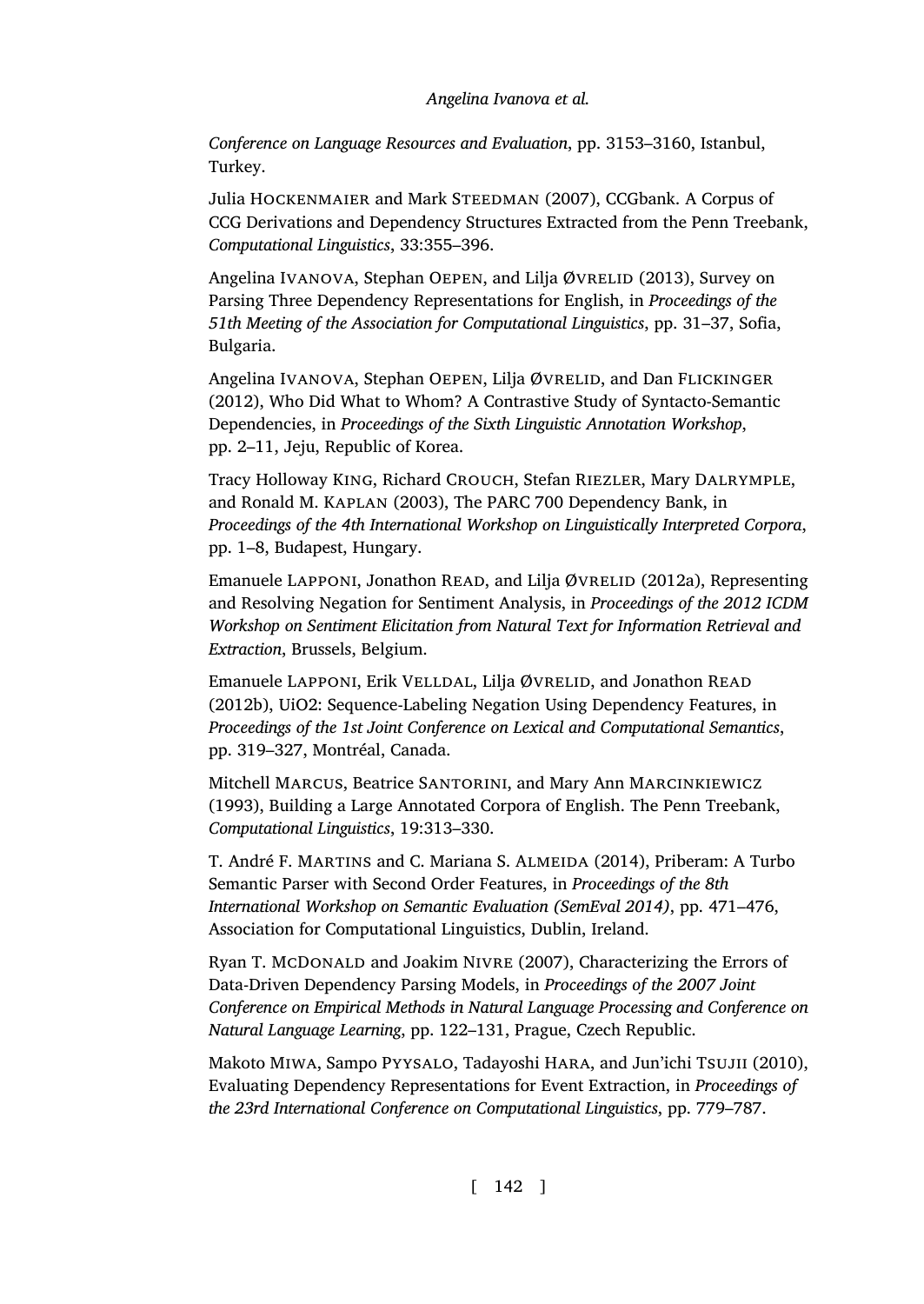*Conference on Language Resources and Evaluation*, pp. 3153–3160, Istanbul, Turkey.

Julia Hockenmaier and Mark Steedman (2007), CCGbank. A Corpus of CCG Derivations and Dependency Structures Extracted from the Penn Treebank, *Computational Linguistics*, 33:355–396.

Angelina Ivanova, Stephan Oepen, and Lilja Øvrelid (2013), Survey on Parsing Three Dependency Representations for English, in *Proceedings of the 51th Meeting of the Association for Computational Linguistics*, pp. 31–37, Sofia, Bulgaria.

Angelina Ivanova, Stephan Oepen, Lilja Øvrelid, and Dan Flickinger (2012), Who Did What to Whom? A Contrastive Study of Syntacto-Semantic Dependencies, in *Proceedings of the Sixth Linguistic Annotation Workshop*, pp. 2–11, Jeju, Republic of Korea.

Tracy Holloway King, Richard Crouch, Stefan Riezler, Mary Dalrymple, and Ronald M. Kaplan (2003), The PARC 700 Dependency Bank, in *Proceedings of the 4th International Workshop on Linguistically Interpreted Corpora*, pp. 1–8, Budapest, Hungary.

Emanuele Lapponi, Jonathon Read, and Lilja Øvrelid (2012a), Representing and Resolving Negation for Sentiment Analysis, in *Proceedings of the 2012 ICDM Workshop on Sentiment Elicitation from Natural Text for Information Retrieval and Extraction*, Brussels, Belgium.

Emanuele Lapponi, Erik Velldal, Lilja Øvrelid, and Jonathon Read (2012b), UiO2: Sequence-Labeling Negation Using Dependency Features, in *Proceedings of the 1st Joint Conference on Lexical and Computational Semantics*, pp. 319–327, Montréal, Canada.

Mitchell Marcus, Beatrice Santorini, and Mary Ann Marcinkiewicz (1993), Building a Large Annotated Corpora of English. The Penn Treebank, *Computational Linguistics*, 19:313–330.

T. André F. Martins and C. Mariana S. Almeida (2014), Priberam: A Turbo Semantic Parser with Second Order Features, in *Proceedings of the 8th International Workshop on Semantic Evaluation (SemEval 2014)*, pp. 471–476, Association for Computational Linguistics, Dublin, Ireland.

Ryan T. McDonald and Joakim Nivre (2007), Characterizing the Errors of Data-Driven Dependency Parsing Models, in *Proceedings of the 2007 Joint Conference on Empirical Methods in Natural Language Processing and Conference on Natural Language Learning*, pp. 122–131, Prague, Czech Republic.

Makoto Miwa, Sampo Pyysalo, Tadayoshi Hara, and Jun'ichi Tsujii (2010), Evaluating Dependency Representations for Event Extraction, in *Proceedings of the 23rd International Conference on Computational Linguistics*, pp. 779–787.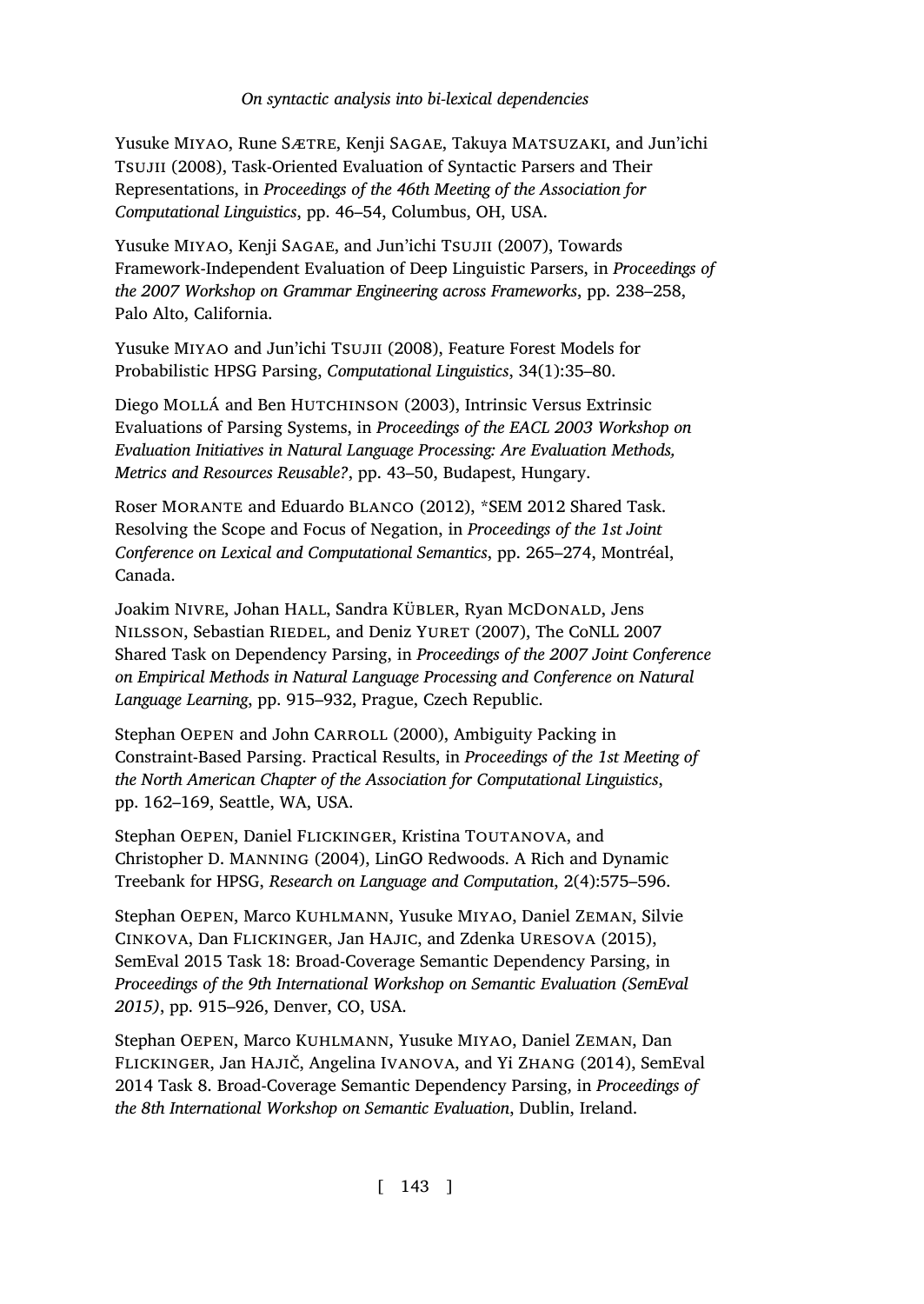Yusuke MIYAO, Rune SÆTRE, Kenji SAGAE, Takuya MATSUZAKI, and Jun'ichi TSUJII (2008), Task-Oriented Evaluation of Syntactic Parsers and Their Representations, in *Proceedings of the 46th Meeting of the Association for Computational Linguistics*, pp. 46–54, Columbus, OH, USA.

Yusuke MIYAO, Kenji SAGAE, and Jun'ichi TSUJII (2007), Towards Framework-Independent Evaluation of Deep Linguistic Parsers, in *Proceedings of the 2007 Workshop on Grammar Engineering across Frameworks*, pp. 238–258, Palo Alto, California.

Yusuke MIYAO and Jun'ichi TSUJII (2008), Feature Forest Models for Probabilistic HPSG Parsing, *Computational Linguistics*, 34(1):35–80.

Diego MOLLÁ and Ben HUTCHINSON (2003), Intrinsic Versus Extrinsic Evaluations of Parsing Systems, in *Proceedings of the EACL 2003 Workshop on Evaluation Initiatives in Natural Language Processing: Are Evaluation Methods, Metrics and Resources Reusable?*, pp. 43–50, Budapest, Hungary.

Roser MORANTE and Eduardo BLANCO (2012), *SEM 2012 Shared Task. Resolving the Scope and Focus of Negation, in *Proceedings of the 1st Joint Conference on Lexical and Computational Semantics*, pp. 265–274, Montréal, Canada.

Joakim NIVRE, Johan HALL, Sandra KÜBLER, Ryan MCDONALD, Jens NILSSON, Sebastian RIEDEL, and Deniz YURET (2007), The CoNLL 2007 Shared Task on Dependency Parsing, in *Proceedings of the 2007 Joint Conference on Empirical Methods in Natural Language Processing and Conference on Natural Language Learning*, pp. 915–932, Prague, Czech Republic.

Stephan OEPEN and John CARROLL (2000), Ambiguity Packing in Constraint-Based Parsing. Practical Results, in *Proceedings of the 1st Meeting of the North American Chapter of the Association for Computational Linguistics*, pp. 162–169, Seattle, WA, USA.

Stephan OEPEN, Daniel FLICKINGER, Kristina TOUTANOVA, and Christopher D. MANNING (2004), LinGO Redwoods. A Rich and Dynamic Treebank for HPSG, *Research on Language and Computation*, 2(4):575–596.

Stephan OEPEN, Marco KUHLMANN, Yusuke MIYAO, Daniel ZEMAN, Silvie CINKOVA, Dan FLICKINGER, Jan HAJIC, and Zdenka URESOVA (2015), SemEval 2015 Task 18: Broad-Coverage Semantic Dependency Parsing, in *Proceedings of the 9th International Workshop on Semantic Evaluation (SemEval 2015)*, pp. 915–926, Denver, CO, USA.

Stephan OEPEN, Marco KUHLMANN, Yusuke MIYAO, Daniel ZEMAN, Dan FLICKINGER, Jan HAJIČ, Angelina IVANOVA, and Yi ZHANG (2014), SemEval 2014 Task 8. Broad-Coverage Semantic Dependency Parsing, in *Proceedings of the 8th International Workshop on Semantic Evaluation*, Dublin, Ireland.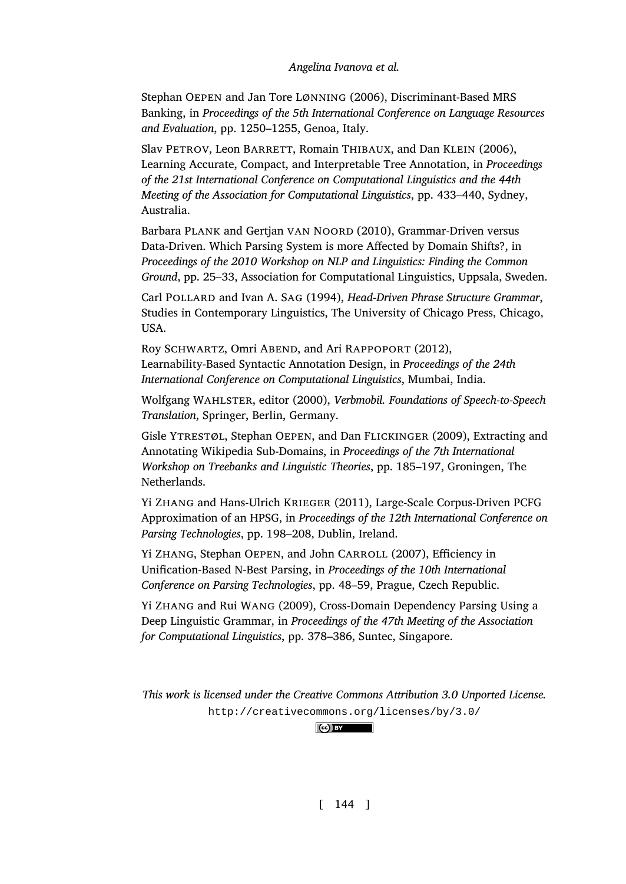Stephan Oepen and Jan Tore Lønning (2006), Discriminant-Based MRS Banking, in *Proceedings of the 5th International Conference on Language Resources and Evaluation*, pp. 1250–1255, Genoa, Italy.

Slav Petrov, Leon Barrett, Romain Thibaux, and Dan Klein (2006), Learning Accurate, Compact, and Interpretable Tree Annotation, in *Proceedings of the 21st International Conference on Computational Linguistics and the 44th Meeting of the Association for Computational Linguistics*, pp. 433–440, Sydney, Australia.

Barbara Plank and Gertjan van Noord (2010), Grammar-Driven versus Data-Driven. Which Parsing System is more Affected by Domain Shifts?, in *Proceedings of the 2010 Workshop on NLP and Linguistics: Finding the Common Ground*, pp. 25–33, Association for Computational Linguistics, Uppsala, Sweden.

Carl Pollard and Ivan A. Sag (1994), *Head-Driven Phrase Structure Grammar*, Studies in Contemporary Linguistics, The University of Chicago Press, Chicago, USA.

Roy Schwartz, Omri Abend, and Ari Rappoport (2012), Learnability-Based Syntactic Annotation Design, in *Proceedings of the 24th International Conference on Computational Linguistics*, Mumbai, India.

Wolfgang Wahlster, editor (2000), *Verbmobil. Foundations of Speech-to-Speech Translation*, Springer, Berlin, Germany.

Gisle Ytrestøl, Stephan Oepen, and Dan Flickinger (2009), Extracting and Annotating Wikipedia Sub-Domains, in *Proceedings of the 7th International Workshop on Treebanks and Linguistic Theories*, pp. 185–197, Groningen, The Netherlands.

Yi Zhang and Hans-Ulrich Krieger (2011), Large-Scale Corpus-Driven PCFG Approximation of an HPSG, in *Proceedings of the 12th International Conference on Parsing Technologies*, pp. 198–208, Dublin, Ireland.

Yi Zhang, Stephan Oepen, and John Carroll (2007), Efficiency in Unification-Based N-Best Parsing, in *Proceedings of the 10th International Conference on Parsing Technologies*, pp. 48–59, Prague, Czech Republic.

Yi Zhang and Rui Wang (2009), Cross-Domain Dependency Parsing Using a Deep Linguistic Grammar, in *Proceedings of the 47th Meeting of the Association for Computational Linguistics*, pp. 378–386, Suntec, Singapore.

*This work is licensed under the Creative Commons Attribution 3.0 Unported License.*
http://creativecommons.org/licenses/by/3.0/